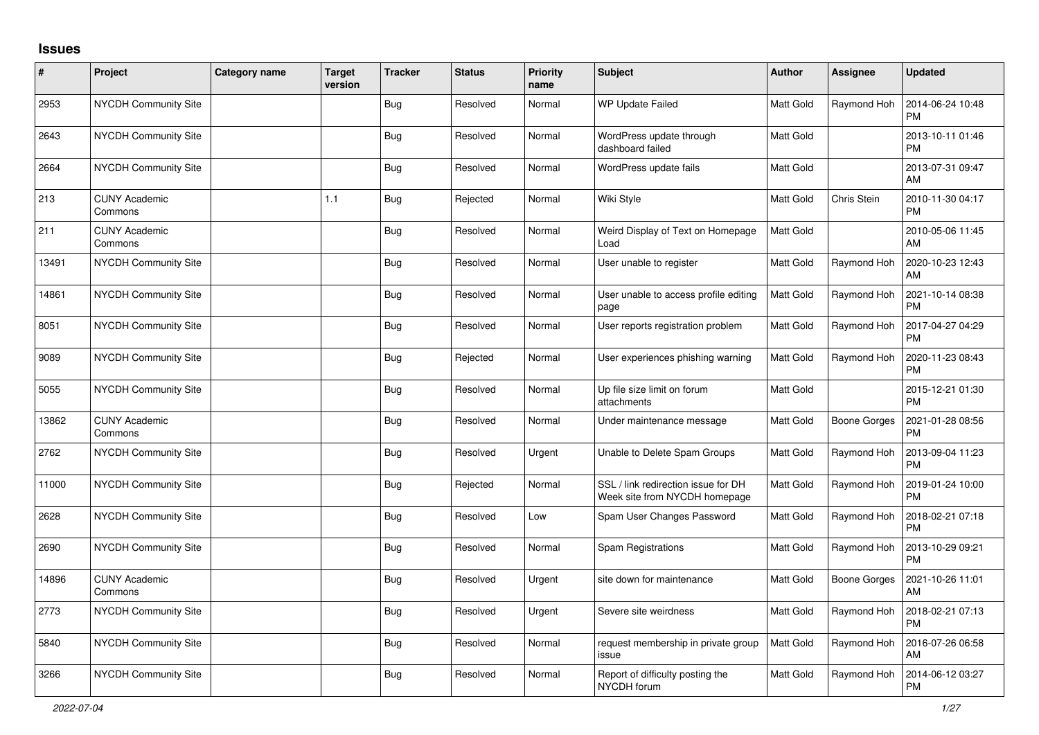## Issues

| # | Project | Category name | Target version | Tracker | Status | Priority name | Subject | Author | Assignee | Updated |
|---|---|---|---|---|---|---|---|---|---|---|
| 2953 | NYCDH Community Site | | | Bug | Resolved | Normal | WP Update Failed | Matt Gold | Raymond Hoh | 2014-06-24 10:48 PM |
| 2643 | NYCDH Community Site | | | Bug | Resolved | Normal | WordPress update through dashboard failed | Matt Gold | | 2013-10-11 01:46 PM |
| 2664 | NYCDH Community Site | | | Bug | Resolved | Normal | WordPress update fails | Matt Gold | | 2013-07-31 09:47 AM |
| 213 | CUNY Academic Commons | | 1.1 | Bug | Rejected | Normal | Wiki Style | Matt Gold | Chris Stein | 2010-11-30 04:17 PM |
| 211 | CUNY Academic Commons | | | Bug | Resolved | Normal | Weird Display of Text on Homepage Load | Matt Gold | | 2010-05-06 11:45 AM |
| 13491 | NYCDH Community Site | | | Bug | Resolved | Normal | User unable to register | Matt Gold | Raymond Hoh | 2020-10-23 12:43 AM |
| 14861 | NYCDH Community Site | | | Bug | Resolved | Normal | User unable to access profile editing page | Matt Gold | Raymond Hoh | 2021-10-14 08:38 PM |
| 8051 | NYCDH Community Site | | | Bug | Resolved | Normal | User reports registration problem | Matt Gold | Raymond Hoh | 2017-04-27 04:29 PM |
| 9089 | NYCDH Community Site | | | Bug | Rejected | Normal | User experiences phishing warning | Matt Gold | Raymond Hoh | 2020-11-23 08:43 PM |
| 5055 | NYCDH Community Site | | | Bug | Resolved | Normal | Up file size limit on forum attachments | Matt Gold | | 2015-12-21 01:30 PM |
| 13862 | CUNY Academic Commons | | | Bug | Resolved | Normal | Under maintenance message | Matt Gold | Boone Gorges | 2021-01-28 08:56 PM |
| 2762 | NYCDH Community Site | | | Bug | Resolved | Urgent | Unable to Delete Spam Groups | Matt Gold | Raymond Hoh | 2013-09-04 11:23 PM |
| 11000 | NYCDH Community Site | | | Bug | Rejected | Normal | SSL / link redirection issue for DH Week site from NYCDH homepage | Matt Gold | Raymond Hoh | 2019-01-24 10:00 PM |
| 2628 | NYCDH Community Site | | | Bug | Resolved | Low | Spam User Changes Password | Matt Gold | Raymond Hoh | 2018-02-21 07:18 PM |
| 2690 | NYCDH Community Site | | | Bug | Resolved | Normal | Spam Registrations | Matt Gold | Raymond Hoh | 2013-10-29 09:21 PM |
| 14896 | CUNY Academic Commons | | | Bug | Resolved | Urgent | site down for maintenance | Matt Gold | Boone Gorges | 2021-10-26 11:01 AM |
| 2773 | NYCDH Community Site | | | Bug | Resolved | Urgent | Severe site weirdness | Matt Gold | Raymond Hoh | 2018-02-21 07:13 PM |
| 5840 | NYCDH Community Site | | | Bug | Resolved | Normal | request membership in private group issue | Matt Gold | Raymond Hoh | 2016-07-26 06:58 AM |
| 3266 | NYCDH Community Site | | | Bug | Resolved | Normal | Report of difficulty posting the NYCDH forum | Matt Gold | Raymond Hoh | 2014-06-12 03:27 PM |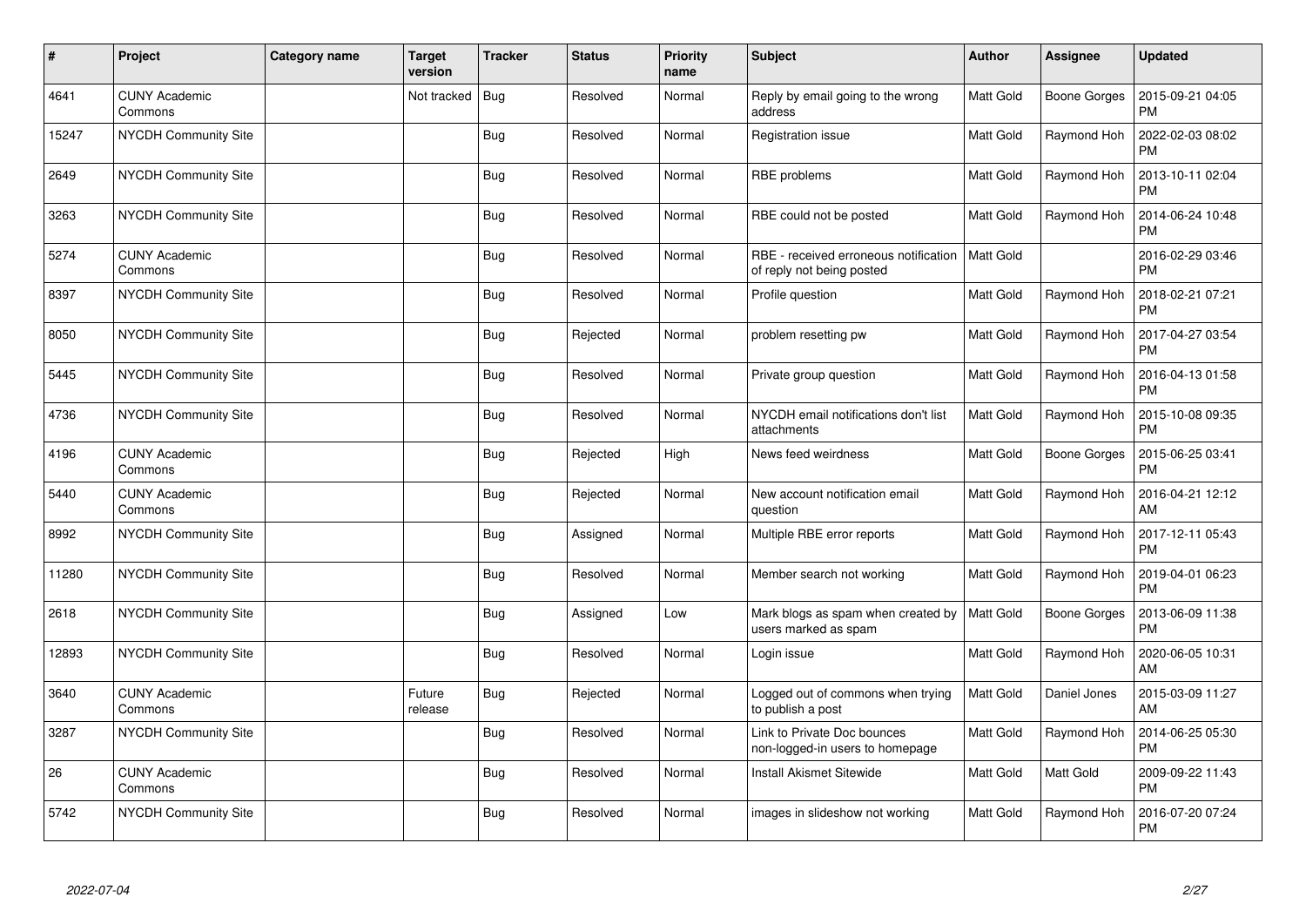| # | Project | Category name | Target version | Tracker | Status | Priority name | Subject | Author | Assignee | Updated |
|---|---|---|---|---|---|---|---|---|---|---|
| 4641 | CUNY Academic Commons | | Not tracked | Bug | Resolved | Normal | Reply by email going to the wrong address | Matt Gold | Boone Gorges | 2015-09-21 04:05 PM |
| 15247 | NYCDH Community Site | | | Bug | Resolved | Normal | Registration issue | Matt Gold | Raymond Hoh | 2022-02-03 08:02 PM |
| 2649 | NYCDH Community Site | | | Bug | Resolved | Normal | RBE problems | Matt Gold | Raymond Hoh | 2013-10-11 02:04 PM |
| 3263 | NYCDH Community Site | | | Bug | Resolved | Normal | RBE could not be posted | Matt Gold | Raymond Hoh | 2014-06-24 10:48 PM |
| 5274 | CUNY Academic Commons | | | Bug | Resolved | Normal | RBE - received erroneous notification of reply not being posted | Matt Gold | | 2016-02-29 03:46 PM |
| 8397 | NYCDH Community Site | | | Bug | Resolved | Normal | Profile question | Matt Gold | Raymond Hoh | 2018-02-21 07:21 PM |
| 8050 | NYCDH Community Site | | | Bug | Rejected | Normal | problem resetting pw | Matt Gold | Raymond Hoh | 2017-04-27 03:54 PM |
| 5445 | NYCDH Community Site | | | Bug | Resolved | Normal | Private group question | Matt Gold | Raymond Hoh | 2016-04-13 01:58 PM |
| 4736 | NYCDH Community Site | | | Bug | Resolved | Normal | NYCDH email notifications don't list attachments | Matt Gold | Raymond Hoh | 2015-10-08 09:35 PM |
| 4196 | CUNY Academic Commons | | | Bug | Rejected | High | News feed weirdness | Matt Gold | Boone Gorges | 2015-06-25 03:41 PM |
| 5440 | CUNY Academic Commons | | | Bug | Rejected | Normal | New account notification email question | Matt Gold | Raymond Hoh | 2016-04-21 12:12 AM |
| 8992 | NYCDH Community Site | | | Bug | Assigned | Normal | Multiple RBE error reports | Matt Gold | Raymond Hoh | 2017-12-11 05:43 PM |
| 11280 | NYCDH Community Site | | | Bug | Resolved | Normal | Member search not working | Matt Gold | Raymond Hoh | 2019-04-01 06:23 PM |
| 2618 | NYCDH Community Site | | | Bug | Assigned | Low | Mark blogs as spam when created by users marked as spam | Matt Gold | Boone Gorges | 2013-06-09 11:38 PM |
| 12893 | NYCDH Community Site | | | Bug | Resolved | Normal | Login issue | Matt Gold | Raymond Hoh | 2020-06-05 10:31 AM |
| 3640 | CUNY Academic Commons | | Future release | Bug | Rejected | Normal | Logged out of commons when trying to publish a post | Matt Gold | Daniel Jones | 2015-03-09 11:27 AM |
| 3287 | NYCDH Community Site | | | Bug | Resolved | Normal | Link to Private Doc bounces non-logged-in users to homepage | Matt Gold | Raymond Hoh | 2014-06-25 05:30 PM |
| 26 | CUNY Academic Commons | | | Bug | Resolved | Normal | Install Akismet Sitewide | Matt Gold | Matt Gold | 2009-09-22 11:43 PM |
| 5742 | NYCDH Community Site | | | Bug | Resolved | Normal | images in slideshow not working | Matt Gold | Raymond Hoh | 2016-07-20 07:24 PM |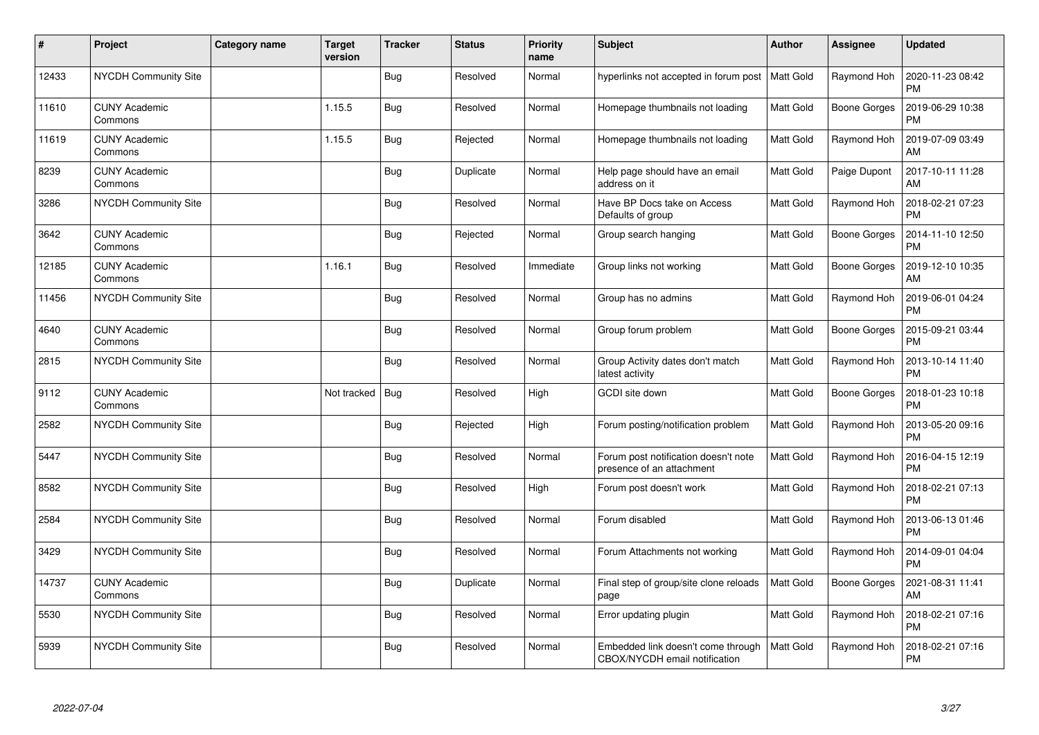| # | Project | Category name | Target version | Tracker | Status | Priority name | Subject | Author | Assignee | Updated |
|---|---|---|---|---|---|---|---|---|---|---|
| 12433 | NYCDH Community Site | | | Bug | Resolved | Normal | hyperlinks not accepted in forum post | Matt Gold | Raymond Hoh | 2020-11-23 08:42 PM |
| 11610 | CUNY Academic Commons | | 1.15.5 | Bug | Resolved | Normal | Homepage thumbnails not loading | Matt Gold | Boone Gorges | 2019-06-29 10:38 PM |
| 11619 | CUNY Academic Commons | | 1.15.5 | Bug | Rejected | Normal | Homepage thumbnails not loading | Matt Gold | Raymond Hoh | 2019-07-09 03:49 AM |
| 8239 | CUNY Academic Commons | | | Bug | Duplicate | Normal | Help page should have an email address on it | Matt Gold | Paige Dupont | 2017-10-11 11:28 AM |
| 3286 | NYCDH Community Site | | | Bug | Resolved | Normal | Have BP Docs take on Access Defaults of group | Matt Gold | Raymond Hoh | 2018-02-21 07:23 PM |
| 3642 | CUNY Academic Commons | | | Bug | Rejected | Normal | Group search hanging | Matt Gold | Boone Gorges | 2014-11-10 12:50 PM |
| 12185 | CUNY Academic Commons | | 1.16.1 | Bug | Resolved | Immediate | Group links not working | Matt Gold | Boone Gorges | 2019-12-10 10:35 AM |
| 11456 | NYCDH Community Site | | | Bug | Resolved | Normal | Group has no admins | Matt Gold | Raymond Hoh | 2019-06-01 04:24 PM |
| 4640 | CUNY Academic Commons | | | Bug | Resolved | Normal | Group forum problem | Matt Gold | Boone Gorges | 2015-09-21 03:44 PM |
| 2815 | NYCDH Community Site | | | Bug | Resolved | Normal | Group Activity dates don't match latest activity | Matt Gold | Raymond Hoh | 2013-10-14 11:40 PM |
| 9112 | CUNY Academic Commons | | Not tracked | Bug | Resolved | High | GCDI site down | Matt Gold | Boone Gorges | 2018-01-23 10:18 PM |
| 2582 | NYCDH Community Site | | | Bug | Rejected | High | Forum posting/notification problem | Matt Gold | Raymond Hoh | 2013-05-20 09:16 PM |
| 5447 | NYCDH Community Site | | | Bug | Resolved | Normal | Forum post notification doesn't note presence of an attachment | Matt Gold | Raymond Hoh | 2016-04-15 12:19 PM |
| 8582 | NYCDH Community Site | | | Bug | Resolved | High | Forum post doesn't work | Matt Gold | Raymond Hoh | 2018-02-21 07:13 PM |
| 2584 | NYCDH Community Site | | | Bug | Resolved | Normal | Forum disabled | Matt Gold | Raymond Hoh | 2013-06-13 01:46 PM |
| 3429 | NYCDH Community Site | | | Bug | Resolved | Normal | Forum Attachments not working | Matt Gold | Raymond Hoh | 2014-09-01 04:04 PM |
| 14737 | CUNY Academic Commons | | | Bug | Duplicate | Normal | Final step of group/site clone reloads page | Matt Gold | Boone Gorges | 2021-08-31 11:41 AM |
| 5530 | NYCDH Community Site | | | Bug | Resolved | Normal | Error updating plugin | Matt Gold | Raymond Hoh | 2018-02-21 07:16 PM |
| 5939 | NYCDH Community Site | | | Bug | Resolved | Normal | Embedded link doesn't come through CBOX/NYCDH email notification | Matt Gold | Raymond Hoh | 2018-02-21 07:16 PM |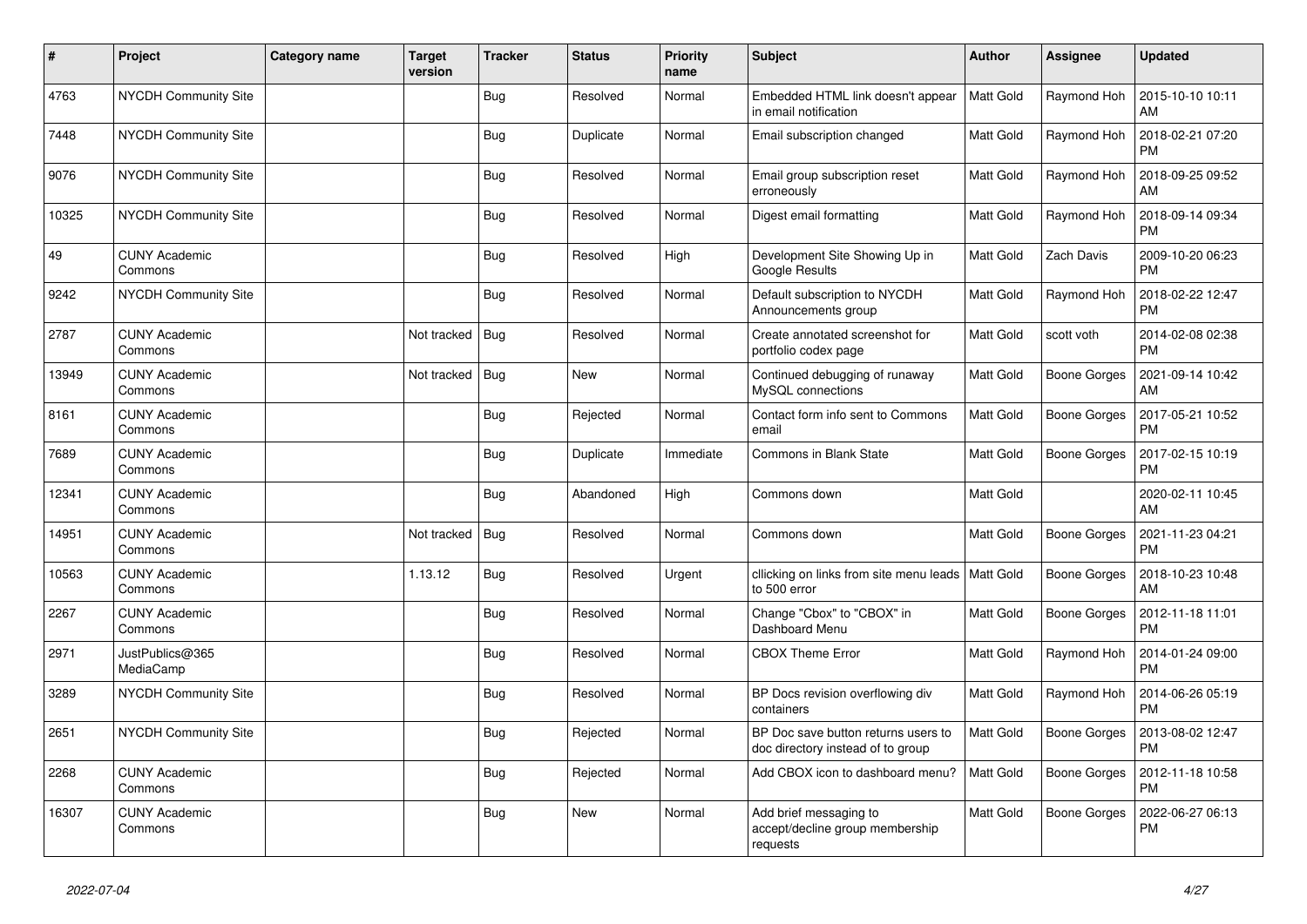| # | Project | Category name | Target version | Tracker | Status | Priority name | Subject | Author | Assignee | Updated |
|---|---|---|---|---|---|---|---|---|---|---|
| 4763 | NYCDH Community Site | | | Bug | Resolved | Normal | Embedded HTML link doesn't appear in email notification | Matt Gold | Raymond Hoh | 2015-10-10 10:11 AM |
| 7448 | NYCDH Community Site | | | Bug | Duplicate | Normal | Email subscription changed | Matt Gold | Raymond Hoh | 2018-02-21 07:20 PM |
| 9076 | NYCDH Community Site | | | Bug | Resolved | Normal | Email group subscription reset erroneously | Matt Gold | Raymond Hoh | 2018-09-25 09:52 AM |
| 10325 | NYCDH Community Site | | | Bug | Resolved | Normal | Digest email formatting | Matt Gold | Raymond Hoh | 2018-09-14 09:34 PM |
| 49 | CUNY Academic Commons | | | Bug | Resolved | High | Development Site Showing Up in Google Results | Matt Gold | Zach Davis | 2009-10-20 06:23 PM |
| 9242 | NYCDH Community Site | | | Bug | Resolved | Normal | Default subscription to NYCDH Announcements group | Matt Gold | Raymond Hoh | 2018-02-22 12:47 PM |
| 2787 | CUNY Academic Commons | | Not tracked | Bug | Resolved | Normal | Create annotated screenshot for portfolio codex page | Matt Gold | scott voth | 2014-02-08 02:38 PM |
| 13949 | CUNY Academic Commons | | Not tracked | Bug | New | Normal | Continued debugging of runaway MySQL connections | Matt Gold | Boone Gorges | 2021-09-14 10:42 AM |
| 8161 | CUNY Academic Commons | | | Bug | Rejected | Normal | Contact form info sent to Commons email | Matt Gold | Boone Gorges | 2017-05-21 10:52 PM |
| 7689 | CUNY Academic Commons | | | Bug | Duplicate | Immediate | Commons in Blank State | Matt Gold | Boone Gorges | 2017-02-15 10:19 PM |
| 12341 | CUNY Academic Commons | | | Bug | Abandoned | High | Commons down | Matt Gold | | 2020-02-11 10:45 AM |
| 14951 | CUNY Academic Commons | | Not tracked | Bug | Resolved | Normal | Commons down | Matt Gold | Boone Gorges | 2021-11-23 04:21 PM |
| 10563 | CUNY Academic Commons | | 1.13.12 | Bug | Resolved | Urgent | cllicking on links from site menu leads to 500 error | Matt Gold | Boone Gorges | 2018-10-23 10:48 AM |
| 2267 | CUNY Academic Commons | | | Bug | Resolved | Normal | Change "Cbox" to "CBOX" in Dashboard Menu | Matt Gold | Boone Gorges | 2012-11-18 11:01 PM |
| 2971 | JustPublics@365 MediaCamp | | | Bug | Resolved | Normal | CBOX Theme Error | Matt Gold | Raymond Hoh | 2014-01-24 09:00 PM |
| 3289 | NYCDH Community Site | | | Bug | Resolved | Normal | BP Docs revision overflowing div containers | Matt Gold | Raymond Hoh | 2014-06-26 05:19 PM |
| 2651 | NYCDH Community Site | | | Bug | Rejected | Normal | BP Doc save button returns users to doc directory instead of to group | Matt Gold | Boone Gorges | 2013-08-02 12:47 PM |
| 2268 | CUNY Academic Commons | | | Bug | Rejected | Normal | Add CBOX icon to dashboard menu? | Matt Gold | Boone Gorges | 2012-11-18 10:58 PM |
| 16307 | CUNY Academic Commons | | | Bug | New | Normal | Add brief messaging to accept/decline group membership requests | Matt Gold | Boone Gorges | 2022-06-27 06:13 PM |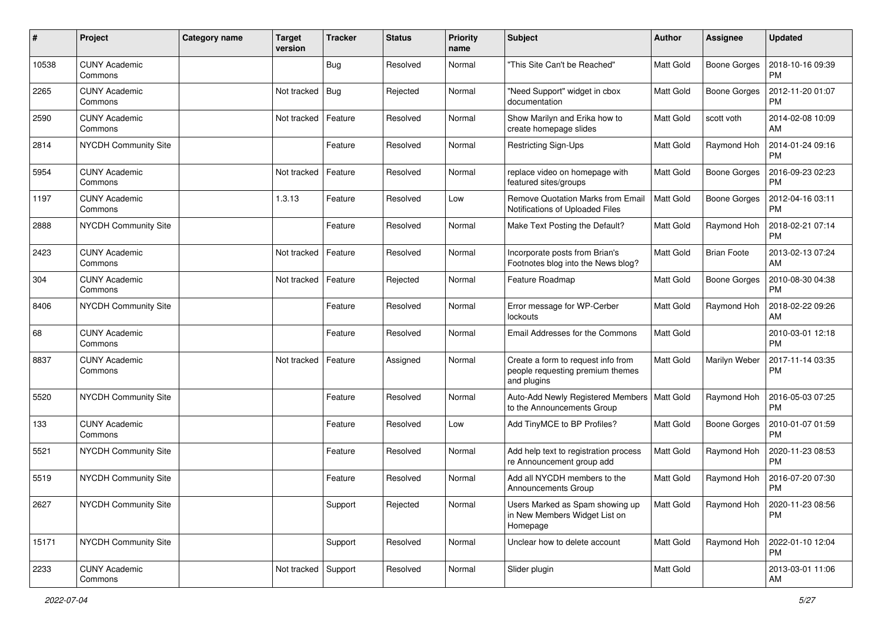| # | Project | Category name | Target version | Tracker | Status | Priority name | Subject | Author | Assignee | Updated |
|---|---|---|---|---|---|---|---|---|---|---|
| 10538 | CUNY Academic Commons | | | Bug | Resolved | Normal | "This Site Can't be Reached" | Matt Gold | Boone Gorges | 2018-10-16 09:39 PM |
| 2265 | CUNY Academic Commons | | Not tracked | Bug | Rejected | Normal | "Need Support" widget in cbox documentation | Matt Gold | Boone Gorges | 2012-11-20 01:07 PM |
| 2590 | CUNY Academic Commons | | Not tracked | Feature | Resolved | Normal | Show Marilyn and Erika how to create homepage slides | Matt Gold | scott voth | 2014-02-08 10:09 AM |
| 2814 | NYCDH Community Site | | | Feature | Resolved | Normal | Restricting Sign-Ups | Matt Gold | Raymond Hoh | 2014-01-24 09:16 PM |
| 5954 | CUNY Academic Commons | | Not tracked | Feature | Resolved | Normal | replace video on homepage with featured sites/groups | Matt Gold | Boone Gorges | 2016-09-23 02:23 PM |
| 1197 | CUNY Academic Commons | | 1.3.13 | Feature | Resolved | Low | Remove Quotation Marks from Email Notifications of Uploaded Files | Matt Gold | Boone Gorges | 2012-04-16 03:11 PM |
| 2888 | NYCDH Community Site | | | Feature | Resolved | Normal | Make Text Posting the Default? | Matt Gold | Raymond Hoh | 2018-02-21 07:14 PM |
| 2423 | CUNY Academic Commons | | Not tracked | Feature | Resolved | Normal | Incorporate posts from Brian's Footnotes blog into the News blog? | Matt Gold | Brian Foote | 2013-02-13 07:24 AM |
| 304 | CUNY Academic Commons | | Not tracked | Feature | Rejected | Normal | Feature Roadmap | Matt Gold | Boone Gorges | 2010-08-30 04:38 PM |
| 8406 | NYCDH Community Site | | | Feature | Resolved | Normal | Error message for WP-Cerber lockouts | Matt Gold | Raymond Hoh | 2018-02-22 09:26 AM |
| 68 | CUNY Academic Commons | | | Feature | Resolved | Normal | Email Addresses for the Commons | Matt Gold | | 2010-03-01 12:18 PM |
| 8837 | CUNY Academic Commons | | Not tracked | Feature | Assigned | Normal | Create a form to request info from people requesting premium themes and plugins | Matt Gold | Marilyn Weber | 2017-11-14 03:35 PM |
| 5520 | NYCDH Community Site | | | Feature | Resolved | Normal | Auto-Add Newly Registered Members to the Announcements Group | Matt Gold | Raymond Hoh | 2016-05-03 07:25 PM |
| 133 | CUNY Academic Commons | | | Feature | Resolved | Low | Add TinyMCE to BP Profiles? | Matt Gold | Boone Gorges | 2010-01-07 01:59 PM |
| 5521 | NYCDH Community Site | | | Feature | Resolved | Normal | Add help text to registration process re Announcement group add | Matt Gold | Raymond Hoh | 2020-11-23 08:53 PM |
| 5519 | NYCDH Community Site | | | Feature | Resolved | Normal | Add all NYCDH members to the Announcements Group | Matt Gold | Raymond Hoh | 2016-07-20 07:30 PM |
| 2627 | NYCDH Community Site | | | Support | Rejected | Normal | Users Marked as Spam showing up in New Members Widget List on Homepage | Matt Gold | Raymond Hoh | 2020-11-23 08:56 PM |
| 15171 | NYCDH Community Site | | | Support | Resolved | Normal | Unclear how to delete account | Matt Gold | Raymond Hoh | 2022-01-10 12:04 PM |
| 2233 | CUNY Academic Commons | | Not tracked | Support | Resolved | Normal | Slider plugin | Matt Gold | | 2013-03-01 11:06 AM |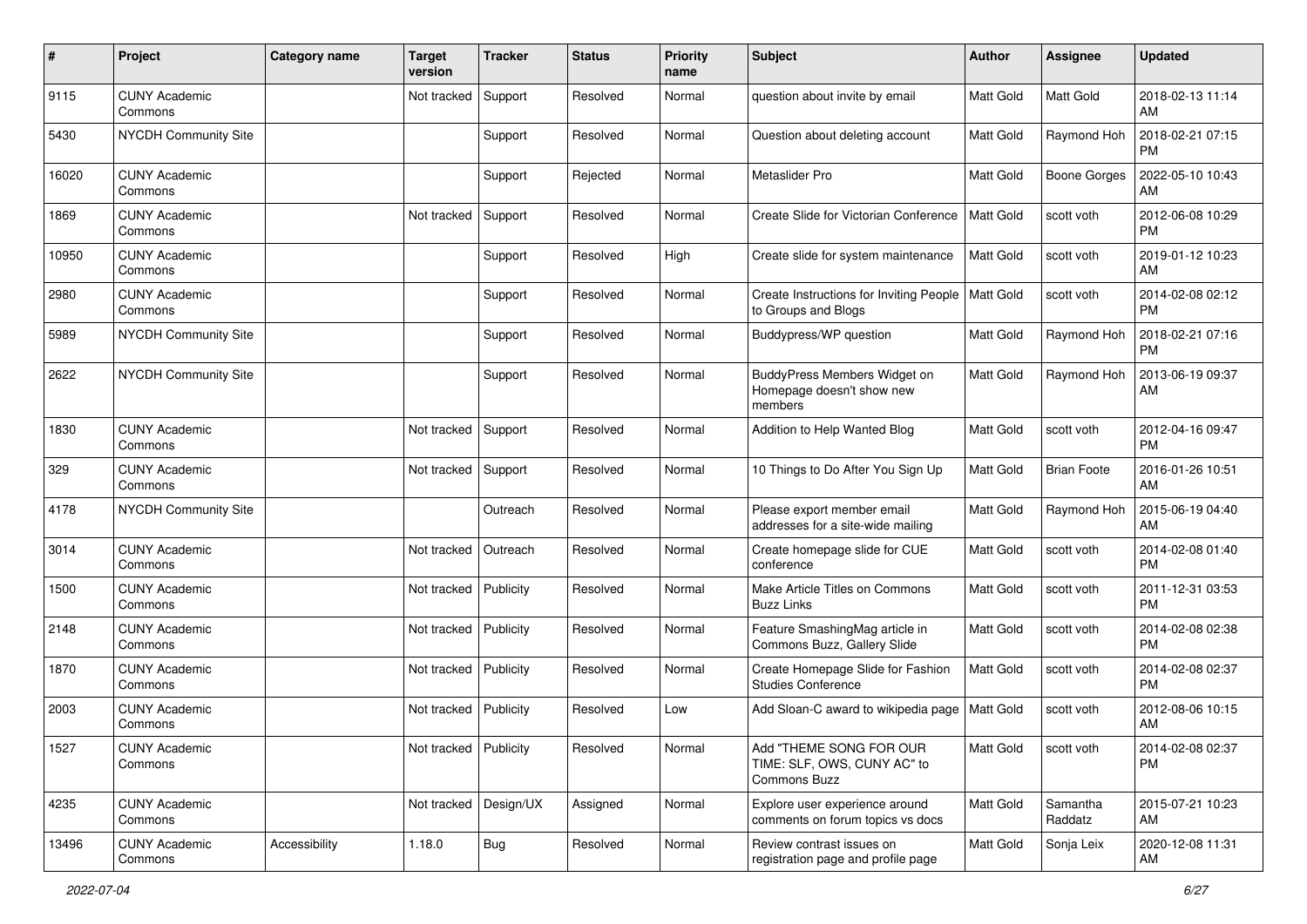| # | Project | Category name | Target version | Tracker | Status | Priority name | Subject | Author | Assignee | Updated |
|---|---|---|---|---|---|---|---|---|---|---|
| 9115 | CUNY Academic Commons | | Not tracked | Support | Resolved | Normal | question about invite by email | Matt Gold | Matt Gold | 2018-02-13 11:14 AM |
| 5430 | NYCDH Community Site | | | Support | Resolved | Normal | Question about deleting account | Matt Gold | Raymond Hoh | 2018-02-21 07:15 PM |
| 16020 | CUNY Academic Commons | | | Support | Rejected | Normal | Metaslider Pro | Matt Gold | Boone Gorges | 2022-05-10 10:43 AM |
| 1869 | CUNY Academic Commons | | Not tracked | Support | Resolved | Normal | Create Slide for Victorian Conference | Matt Gold | scott voth | 2012-06-08 10:29 PM |
| 10950 | CUNY Academic Commons | | | Support | Resolved | High | Create slide for system maintenance | Matt Gold | scott voth | 2019-01-12 10:23 AM |
| 2980 | CUNY Academic Commons | | | Support | Resolved | Normal | Create Instructions for Inviting People to Groups and Blogs | Matt Gold | scott voth | 2014-02-08 02:12 PM |
| 5989 | NYCDH Community Site | | | Support | Resolved | Normal | Buddypress/WP question | Matt Gold | Raymond Hoh | 2018-02-21 07:16 PM |
| 2622 | NYCDH Community Site | | | Support | Resolved | Normal | BuddyPress Members Widget on Homepage doesn't show new members | Matt Gold | Raymond Hoh | 2013-06-19 09:37 AM |
| 1830 | CUNY Academic Commons | | Not tracked | Support | Resolved | Normal | Addition to Help Wanted Blog | Matt Gold | scott voth | 2012-04-16 09:47 PM |
| 329 | CUNY Academic Commons | | Not tracked | Support | Resolved | Normal | 10 Things to Do After You Sign Up | Matt Gold | Brian Foote | 2016-01-26 10:51 AM |
| 4178 | NYCDH Community Site | | | Outreach | Resolved | Normal | Please export member email addresses for a site-wide mailing | Matt Gold | Raymond Hoh | 2015-06-19 04:40 AM |
| 3014 | CUNY Academic Commons | | Not tracked | Outreach | Resolved | Normal | Create homepage slide for CUE conference | Matt Gold | scott voth | 2014-02-08 01:40 PM |
| 1500 | CUNY Academic Commons | | Not tracked | Publicity | Resolved | Normal | Make Article Titles on Commons Buzz Links | Matt Gold | scott voth | 2011-12-31 03:53 PM |
| 2148 | CUNY Academic Commons | | Not tracked | Publicity | Resolved | Normal | Feature SmashingMag article in Commons Buzz, Gallery Slide | Matt Gold | scott voth | 2014-02-08 02:38 PM |
| 1870 | CUNY Academic Commons | | Not tracked | Publicity | Resolved | Normal | Create Homepage Slide for Fashion Studies Conference | Matt Gold | scott voth | 2014-02-08 02:37 PM |
| 2003 | CUNY Academic Commons | | Not tracked | Publicity | Resolved | Low | Add Sloan-C award to wikipedia page | Matt Gold | scott voth | 2012-08-06 10:15 AM |
| 1527 | CUNY Academic Commons | | Not tracked | Publicity | Resolved | Normal | Add "THEME SONG FOR OUR TIME: SLF, OWS, CUNY AC" to Commons Buzz | Matt Gold | scott voth | 2014-02-08 02:37 PM |
| 4235 | CUNY Academic Commons | | Not tracked | Design/UX | Assigned | Normal | Explore user experience around comments on forum topics vs docs | Matt Gold | Samantha Raddatz | 2015-07-21 10:23 AM |
| 13496 | CUNY Academic Commons | Accessibility | 1.18.0 | Bug | Resolved | Normal | Review contrast issues on registration page and profile page | Matt Gold | Sonja Leix | 2020-12-08 11:31 AM |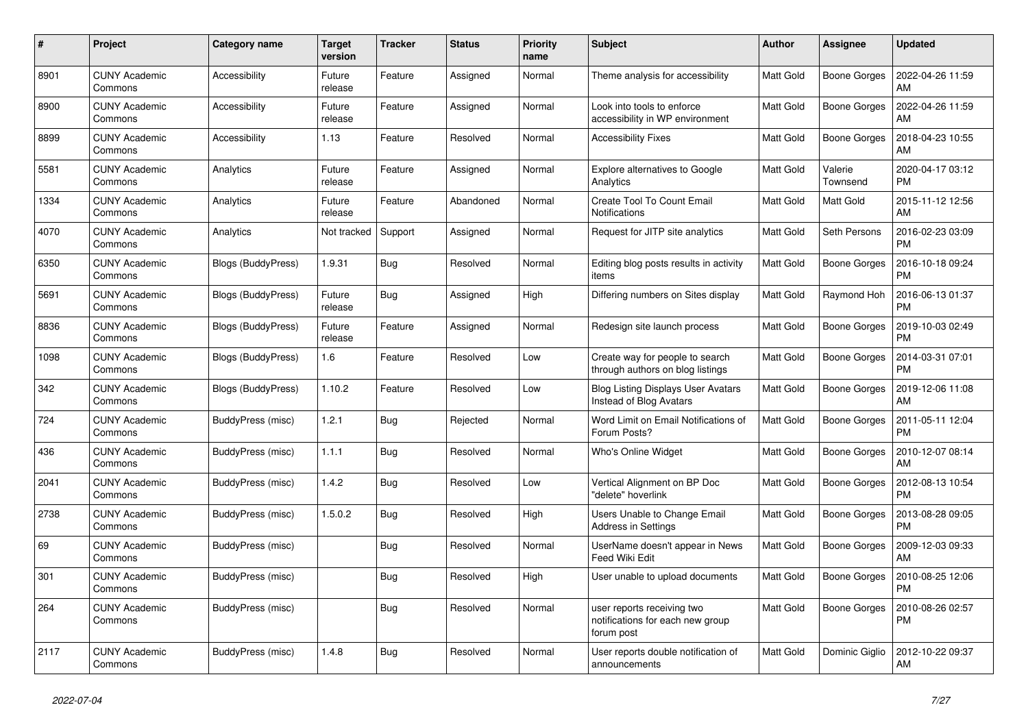| # | Project | Category name | Target version | Tracker | Status | Priority name | Subject | Author | Assignee | Updated |
|---|---|---|---|---|---|---|---|---|---|---|
| 8901 | CUNY Academic Commons | Accessibility | Future release | Feature | Assigned | Normal | Theme analysis for accessibility | Matt Gold | Boone Gorges | 2022-04-26 11:59 AM |
| 8900 | CUNY Academic Commons | Accessibility | Future release | Feature | Assigned | Normal | Look into tools to enforce accessibility in WP environment | Matt Gold | Boone Gorges | 2022-04-26 11:59 AM |
| 8899 | CUNY Academic Commons | Accessibility | 1.13 | Feature | Resolved | Normal | Accessibility Fixes | Matt Gold | Boone Gorges | 2018-04-23 10:55 AM |
| 5581 | CUNY Academic Commons | Analytics | Future release | Feature | Assigned | Normal | Explore alternatives to Google Analytics | Matt Gold | Valerie Townsend | 2020-04-17 03:12 PM |
| 1334 | CUNY Academic Commons | Analytics | Future release | Feature | Abandoned | Normal | Create Tool To Count Email Notifications | Matt Gold | Matt Gold | 2015-11-12 12:56 AM |
| 4070 | CUNY Academic Commons | Analytics | Not tracked | Support | Assigned | Normal | Request for JITP site analytics | Matt Gold | Seth Persons | 2016-02-23 03:09 PM |
| 6350 | CUNY Academic Commons | Blogs (BuddyPress) | 1.9.31 | Bug | Resolved | Normal | Editing blog posts results in activity items | Matt Gold | Boone Gorges | 2016-10-18 09:24 PM |
| 5691 | CUNY Academic Commons | Blogs (BuddyPress) | Future release | Bug | Assigned | High | Differing numbers on Sites display | Matt Gold | Raymond Hoh | 2016-06-13 01:37 PM |
| 8836 | CUNY Academic Commons | Blogs (BuddyPress) | Future release | Feature | Assigned | Normal | Redesign site launch process | Matt Gold | Boone Gorges | 2019-10-03 02:49 PM |
| 1098 | CUNY Academic Commons | Blogs (BuddyPress) | 1.6 | Feature | Resolved | Low | Create way for people to search through authors on blog listings | Matt Gold | Boone Gorges | 2014-03-31 07:01 PM |
| 342 | CUNY Academic Commons | Blogs (BuddyPress) | 1.10.2 | Feature | Resolved | Low | Blog Listing Displays User Avatars Instead of Blog Avatars | Matt Gold | Boone Gorges | 2019-12-06 11:08 AM |
| 724 | CUNY Academic Commons | BuddyPress (misc) | 1.2.1 | Bug | Rejected | Normal | Word Limit on Email Notifications of Forum Posts? | Matt Gold | Boone Gorges | 2011-05-11 12:04 PM |
| 436 | CUNY Academic Commons | BuddyPress (misc) | 1.1.1 | Bug | Resolved | Normal | Who's Online Widget | Matt Gold | Boone Gorges | 2010-12-07 08:14 AM |
| 2041 | CUNY Academic Commons | BuddyPress (misc) | 1.4.2 | Bug | Resolved | Low | Vertical Alignment on BP Doc "delete" hoverlink | Matt Gold | Boone Gorges | 2012-08-13 10:54 PM |
| 2738 | CUNY Academic Commons | BuddyPress (misc) | 1.5.0.2 | Bug | Resolved | High | Users Unable to Change Email Address in Settings | Matt Gold | Boone Gorges | 2013-08-28 09:05 PM |
| 69 | CUNY Academic Commons | BuddyPress (misc) | | Bug | Resolved | Normal | UserName doesn't appear in News Feed Wiki Edit | Matt Gold | Boone Gorges | 2009-12-03 09:33 AM |
| 301 | CUNY Academic Commons | BuddyPress (misc) | | Bug | Resolved | High | User unable to upload documents | Matt Gold | Boone Gorges | 2010-08-25 12:06 PM |
| 264 | CUNY Academic Commons | BuddyPress (misc) | | Bug | Resolved | Normal | user reports receiving two notifications for each new group forum post | Matt Gold | Boone Gorges | 2010-08-26 02:57 PM |
| 2117 | CUNY Academic Commons | BuddyPress (misc) | 1.4.8 | Bug | Resolved | Normal | User reports double notification of announcements | Matt Gold | Dominic Giglio | 2012-10-22 09:37 AM |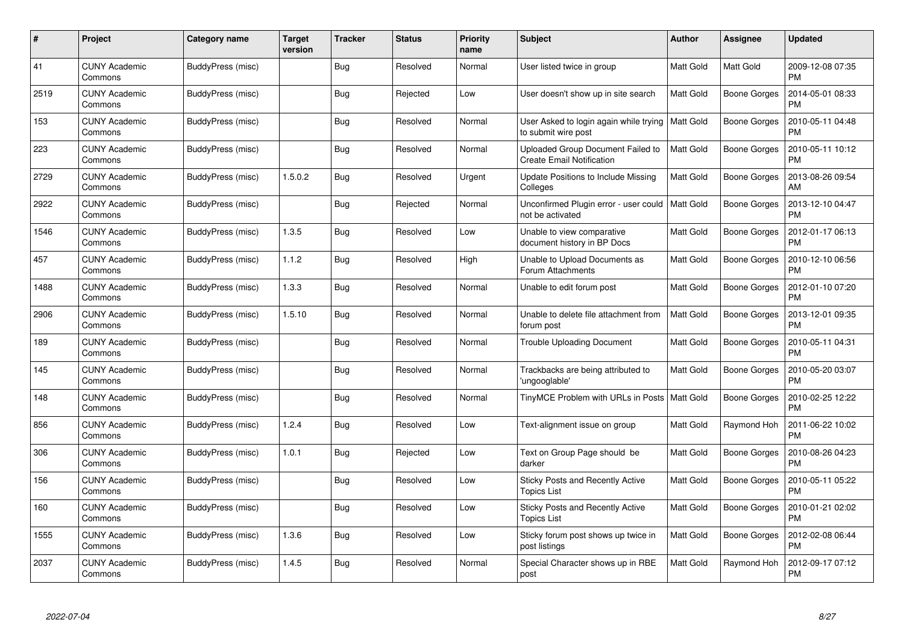| # | Project | Category name | Target version | Tracker | Status | Priority name | Subject | Author | Assignee | Updated |
|---|---|---|---|---|---|---|---|---|---|---|
| 41 | CUNY Academic Commons | BuddyPress (misc) | | Bug | Resolved | Normal | User listed twice in group | Matt Gold | Matt Gold | 2009-12-08 07:35 PM |
| 2519 | CUNY Academic Commons | BuddyPress (misc) | | Bug | Rejected | Low | User doesn't show up in site search | Matt Gold | Boone Gorges | 2014-05-01 08:33 PM |
| 153 | CUNY Academic Commons | BuddyPress (misc) | | Bug | Resolved | Normal | User Asked to login again while trying to submit wire post | Matt Gold | Boone Gorges | 2010-05-11 04:48 PM |
| 223 | CUNY Academic Commons | BuddyPress (misc) | | Bug | Resolved | Normal | Uploaded Group Document Failed to Create Email Notification | Matt Gold | Boone Gorges | 2010-05-11 10:12 PM |
| 2729 | CUNY Academic Commons | BuddyPress (misc) | 1.5.0.2 | Bug | Resolved | Urgent | Update Positions to Include Missing Colleges | Matt Gold | Boone Gorges | 2013-08-26 09:54 AM |
| 2922 | CUNY Academic Commons | BuddyPress (misc) | | Bug | Rejected | Normal | Unconfirmed Plugin error - user could not be activated | Matt Gold | Boone Gorges | 2013-12-10 04:47 PM |
| 1546 | CUNY Academic Commons | BuddyPress (misc) | 1.3.5 | Bug | Resolved | Low | Unable to view comparative document history in BP Docs | Matt Gold | Boone Gorges | 2012-01-17 06:13 PM |
| 457 | CUNY Academic Commons | BuddyPress (misc) | 1.1.2 | Bug | Resolved | High | Unable to Upload Documents as Forum Attachments | Matt Gold | Boone Gorges | 2010-12-10 06:56 PM |
| 1488 | CUNY Academic Commons | BuddyPress (misc) | 1.3.3 | Bug | Resolved | Normal | Unable to edit forum post | Matt Gold | Boone Gorges | 2012-01-10 07:20 PM |
| 2906 | CUNY Academic Commons | BuddyPress (misc) | 1.5.10 | Bug | Resolved | Normal | Unable to delete file attachment from forum post | Matt Gold | Boone Gorges | 2013-12-01 09:35 PM |
| 189 | CUNY Academic Commons | BuddyPress (misc) | | Bug | Resolved | Normal | Trouble Uploading Document | Matt Gold | Boone Gorges | 2010-05-11 04:31 PM |
| 145 | CUNY Academic Commons | BuddyPress (misc) | | Bug | Resolved | Normal | Trackbacks are being attributed to 'ungooglable' | Matt Gold | Boone Gorges | 2010-05-20 03:07 PM |
| 148 | CUNY Academic Commons | BuddyPress (misc) | | Bug | Resolved | Normal | TinyMCE Problem with URLs in Posts | Matt Gold | Boone Gorges | 2010-02-25 12:22 PM |
| 856 | CUNY Academic Commons | BuddyPress (misc) | 1.2.4 | Bug | Resolved | Low | Text-alignment issue on group | Matt Gold | Raymond Hoh | 2011-06-22 10:02 PM |
| 306 | CUNY Academic Commons | BuddyPress (misc) | 1.0.1 | Bug | Rejected | Low | Text on Group Page should be darker | Matt Gold | Boone Gorges | 2010-08-26 04:23 PM |
| 156 | CUNY Academic Commons | BuddyPress (misc) | | Bug | Resolved | Low | Sticky Posts and Recently Active Topics List | Matt Gold | Boone Gorges | 2010-05-11 05:22 PM |
| 160 | CUNY Academic Commons | BuddyPress (misc) | | Bug | Resolved | Low | Sticky Posts and Recently Active Topics List | Matt Gold | Boone Gorges | 2010-01-21 02:02 PM |
| 1555 | CUNY Academic Commons | BuddyPress (misc) | 1.3.6 | Bug | Resolved | Low | Sticky forum post shows up twice in post listings | Matt Gold | Boone Gorges | 2012-02-08 06:44 PM |
| 2037 | CUNY Academic Commons | BuddyPress (misc) | 1.4.5 | Bug | Resolved | Normal | Special Character shows up in RBE post | Matt Gold | Raymond Hoh | 2012-09-17 07:12 PM |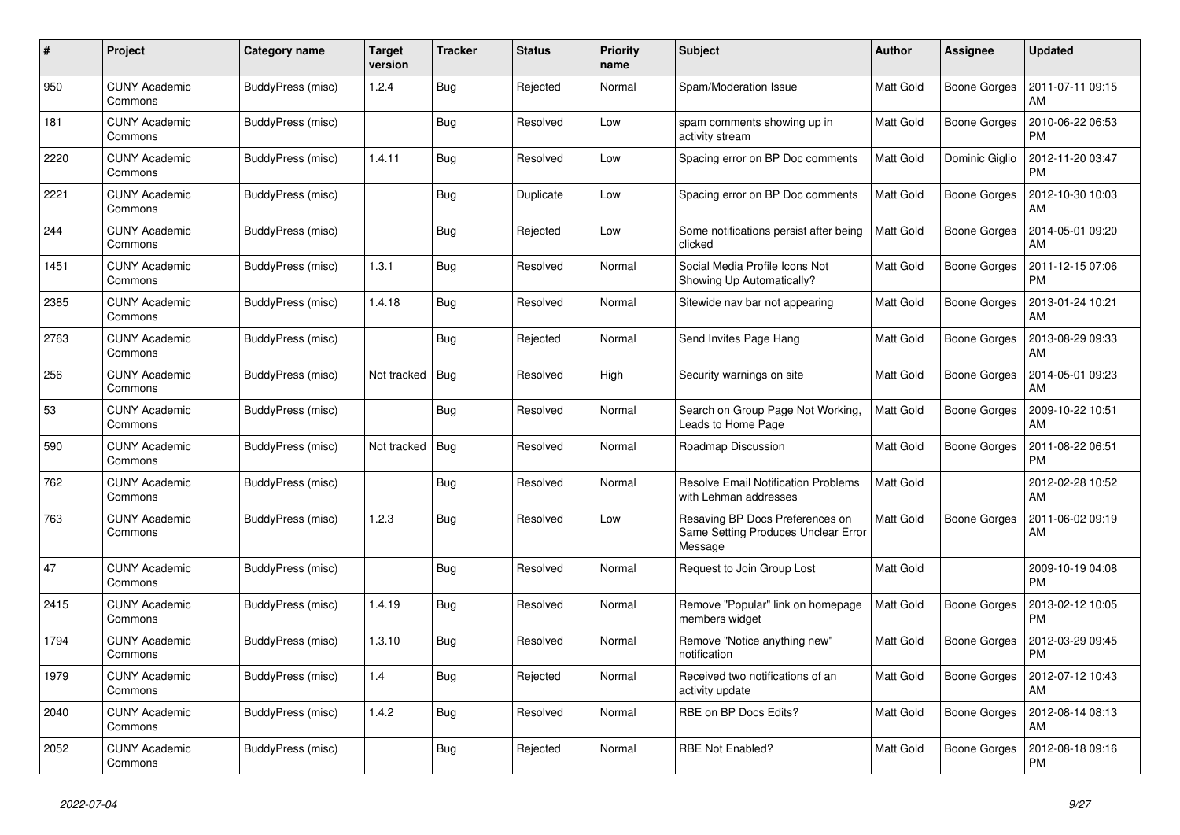| # | Project | Category name | Target version | Tracker | Status | Priority name | Subject | Author | Assignee | Updated |
|---|---|---|---|---|---|---|---|---|---|---|
| 950 | CUNY Academic Commons | BuddyPress (misc) | 1.2.4 | Bug | Rejected | Normal | Spam/Moderation Issue | Matt Gold | Boone Gorges | 2011-07-11 09:15 AM |
| 181 | CUNY Academic Commons | BuddyPress (misc) | | Bug | Resolved | Low | spam comments showing up in activity stream | Matt Gold | Boone Gorges | 2010-06-22 06:53 PM |
| 2220 | CUNY Academic Commons | BuddyPress (misc) | 1.4.11 | Bug | Resolved | Low | Spacing error on BP Doc comments | Matt Gold | Dominic Giglio | 2012-11-20 03:47 PM |
| 2221 | CUNY Academic Commons | BuddyPress (misc) | | Bug | Duplicate | Low | Spacing error on BP Doc comments | Matt Gold | Boone Gorges | 2012-10-30 10:03 AM |
| 244 | CUNY Academic Commons | BuddyPress (misc) | | Bug | Rejected | Low | Some notifications persist after being clicked | Matt Gold | Boone Gorges | 2014-05-01 09:20 AM |
| 1451 | CUNY Academic Commons | BuddyPress (misc) | 1.3.1 | Bug | Resolved | Normal | Social Media Profile Icons Not Showing Up Automatically? | Matt Gold | Boone Gorges | 2011-12-15 07:06 PM |
| 2385 | CUNY Academic Commons | BuddyPress (misc) | 1.4.18 | Bug | Resolved | Normal | Sitewide nav bar not appearing | Matt Gold | Boone Gorges | 2013-01-24 10:21 AM |
| 2763 | CUNY Academic Commons | BuddyPress (misc) | | Bug | Rejected | Normal | Send Invites Page Hang | Matt Gold | Boone Gorges | 2013-08-29 09:33 AM |
| 256 | CUNY Academic Commons | BuddyPress (misc) | Not tracked | Bug | Resolved | High | Security warnings on site | Matt Gold | Boone Gorges | 2014-05-01 09:23 AM |
| 53 | CUNY Academic Commons | BuddyPress (misc) | | Bug | Resolved | Normal | Search on Group Page Not Working, Leads to Home Page | Matt Gold | Boone Gorges | 2009-10-22 10:51 AM |
| 590 | CUNY Academic Commons | BuddyPress (misc) | Not tracked | Bug | Resolved | Normal | Roadmap Discussion | Matt Gold | Boone Gorges | 2011-08-22 06:51 PM |
| 762 | CUNY Academic Commons | BuddyPress (misc) | | Bug | Resolved | Normal | Resolve Email Notification Problems with Lehman addresses | Matt Gold | | 2012-02-28 10:52 AM |
| 763 | CUNY Academic Commons | BuddyPress (misc) | 1.2.3 | Bug | Resolved | Low | Resaving BP Docs Preferences on Same Setting Produces Unclear Error Message | Matt Gold | Boone Gorges | 2011-06-02 09:19 AM |
| 47 | CUNY Academic Commons | BuddyPress (misc) | | Bug | Resolved | Normal | Request to Join Group Lost | Matt Gold | | 2009-10-19 04:08 PM |
| 2415 | CUNY Academic Commons | BuddyPress (misc) | 1.4.19 | Bug | Resolved | Normal | Remove "Popular" link on homepage members widget | Matt Gold | Boone Gorges | 2013-02-12 10:05 PM |
| 1794 | CUNY Academic Commons | BuddyPress (misc) | 1.3.10 | Bug | Resolved | Normal | Remove "Notice anything new" notification | Matt Gold | Boone Gorges | 2012-03-29 09:45 PM |
| 1979 | CUNY Academic Commons | BuddyPress (misc) | 1.4 | Bug | Rejected | Normal | Received two notifications of an activity update | Matt Gold | Boone Gorges | 2012-07-12 10:43 AM |
| 2040 | CUNY Academic Commons | BuddyPress (misc) | 1.4.2 | Bug | Resolved | Normal | RBE on BP Docs Edits? | Matt Gold | Boone Gorges | 2012-08-14 08:13 AM |
| 2052 | CUNY Academic Commons | BuddyPress (misc) | | Bug | Rejected | Normal | RBE Not Enabled? | Matt Gold | Boone Gorges | 2012-08-18 09:16 PM |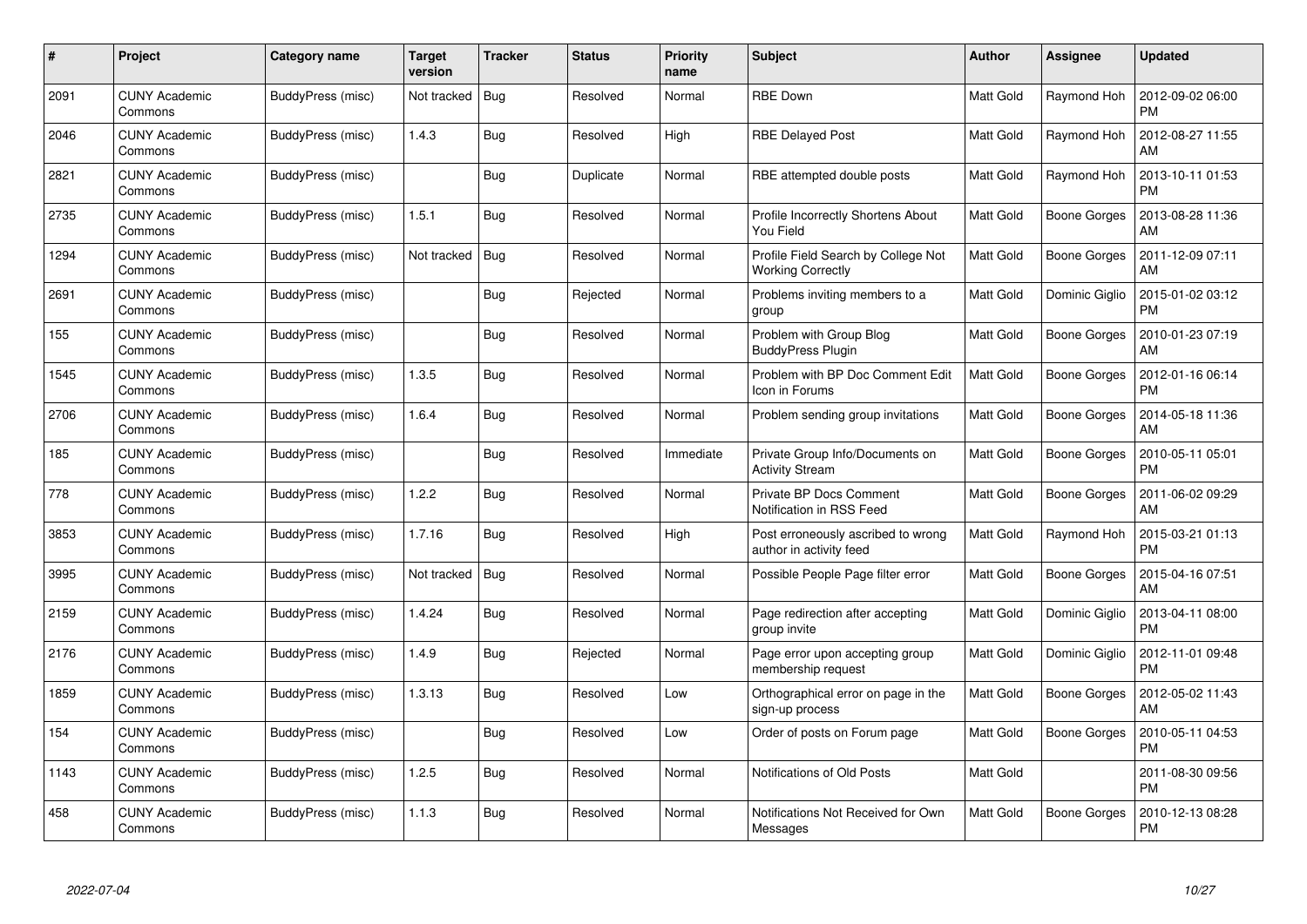| # | Project | Category name | Target version | Tracker | Status | Priority name | Subject | Author | Assignee | Updated |
|---|---|---|---|---|---|---|---|---|---|---|
| 2091 | CUNY Academic Commons | BuddyPress (misc) | Not tracked | Bug | Resolved | Normal | RBE Down | Matt Gold | Raymond Hoh | 2012-09-02 06:00 PM |
| 2046 | CUNY Academic Commons | BuddyPress (misc) | 1.4.3 | Bug | Resolved | High | RBE Delayed Post | Matt Gold | Raymond Hoh | 2012-08-27 11:55 AM |
| 2821 | CUNY Academic Commons | BuddyPress (misc) | | Bug | Duplicate | Normal | RBE attempted double posts | Matt Gold | Raymond Hoh | 2013-10-11 01:53 PM |
| 2735 | CUNY Academic Commons | BuddyPress (misc) | 1.5.1 | Bug | Resolved | Normal | Profile Incorrectly Shortens About You Field | Matt Gold | Boone Gorges | 2013-08-28 11:36 AM |
| 1294 | CUNY Academic Commons | BuddyPress (misc) | Not tracked | Bug | Resolved | Normal | Profile Field Search by College Not Working Correctly | Matt Gold | Boone Gorges | 2011-12-09 07:11 AM |
| 2691 | CUNY Academic Commons | BuddyPress (misc) | | Bug | Rejected | Normal | Problems inviting members to a group | Matt Gold | Dominic Giglio | 2015-01-02 03:12 PM |
| 155 | CUNY Academic Commons | BuddyPress (misc) | | Bug | Resolved | Normal | Problem with Group Blog BuddyPress Plugin | Matt Gold | Boone Gorges | 2010-01-23 07:19 AM |
| 1545 | CUNY Academic Commons | BuddyPress (misc) | 1.3.5 | Bug | Resolved | Normal | Problem with BP Doc Comment Edit Icon in Forums | Matt Gold | Boone Gorges | 2012-01-16 06:14 PM |
| 2706 | CUNY Academic Commons | BuddyPress (misc) | 1.6.4 | Bug | Resolved | Normal | Problem sending group invitations | Matt Gold | Boone Gorges | 2014-05-18 11:36 AM |
| 185 | CUNY Academic Commons | BuddyPress (misc) | | Bug | Resolved | Immediate | Private Group Info/Documents on Activity Stream | Matt Gold | Boone Gorges | 2010-05-11 05:01 PM |
| 778 | CUNY Academic Commons | BuddyPress (misc) | 1.2.2 | Bug | Resolved | Normal | Private BP Docs Comment Notification in RSS Feed | Matt Gold | Boone Gorges | 2011-06-02 09:29 AM |
| 3853 | CUNY Academic Commons | BuddyPress (misc) | 1.7.16 | Bug | Resolved | High | Post erroneously ascribed to wrong author in activity feed | Matt Gold | Raymond Hoh | 2015-03-21 01:13 PM |
| 3995 | CUNY Academic Commons | BuddyPress (misc) | Not tracked | Bug | Resolved | Normal | Possible People Page filter error | Matt Gold | Boone Gorges | 2015-04-16 07:51 AM |
| 2159 | CUNY Academic Commons | BuddyPress (misc) | 1.4.24 | Bug | Resolved | Normal | Page redirection after accepting group invite | Matt Gold | Dominic Giglio | 2013-04-11 08:00 PM |
| 2176 | CUNY Academic Commons | BuddyPress (misc) | 1.4.9 | Bug | Rejected | Normal | Page error upon accepting group membership request | Matt Gold | Dominic Giglio | 2012-11-01 09:48 PM |
| 1859 | CUNY Academic Commons | BuddyPress (misc) | 1.3.13 | Bug | Resolved | Low | Orthographical error on page in the sign-up process | Matt Gold | Boone Gorges | 2012-05-02 11:43 AM |
| 154 | CUNY Academic Commons | BuddyPress (misc) | | Bug | Resolved | Low | Order of posts on Forum page | Matt Gold | Boone Gorges | 2010-05-11 04:53 PM |
| 1143 | CUNY Academic Commons | BuddyPress (misc) | 1.2.5 | Bug | Resolved | Normal | Notifications of Old Posts | Matt Gold | | 2011-08-30 09:56 PM |
| 458 | CUNY Academic Commons | BuddyPress (misc) | 1.1.3 | Bug | Resolved | Normal | Notifications Not Received for Own Messages | Matt Gold | Boone Gorges | 2010-12-13 08:28 PM |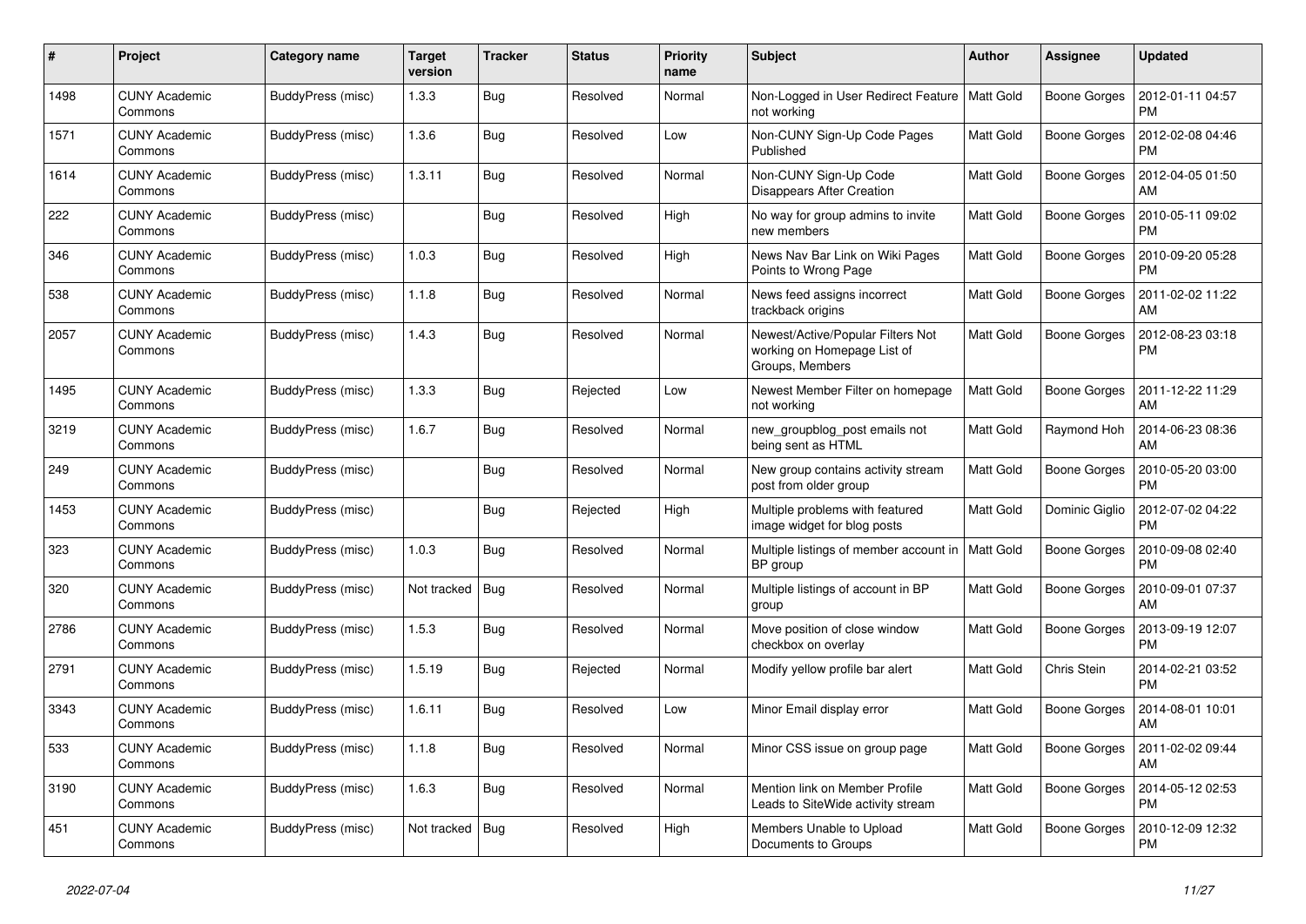| # | Project | Category name | Target version | Tracker | Status | Priority name | Subject | Author | Assignee | Updated |
|---|---|---|---|---|---|---|---|---|---|---|
| 1498 | CUNY Academic Commons | BuddyPress (misc) | 1.3.3 | Bug | Resolved | Normal | Non-Logged in User Redirect Feature not working | Matt Gold | Boone Gorges | 2012-01-11 04:57 PM |
| 1571 | CUNY Academic Commons | BuddyPress (misc) | 1.3.6 | Bug | Resolved | Low | Non-CUNY Sign-Up Code Pages Published | Matt Gold | Boone Gorges | 2012-02-08 04:46 PM |
| 1614 | CUNY Academic Commons | BuddyPress (misc) | 1.3.11 | Bug | Resolved | Normal | Non-CUNY Sign-Up Code Disappears After Creation | Matt Gold | Boone Gorges | 2012-04-05 01:50 AM |
| 222 | CUNY Academic Commons | BuddyPress (misc) | | Bug | Resolved | High | No way for group admins to invite new members | Matt Gold | Boone Gorges | 2010-05-11 09:02 PM |
| 346 | CUNY Academic Commons | BuddyPress (misc) | 1.0.3 | Bug | Resolved | High | News Nav Bar Link on Wiki Pages Points to Wrong Page | Matt Gold | Boone Gorges | 2010-09-20 05:28 PM |
| 538 | CUNY Academic Commons | BuddyPress (misc) | 1.1.8 | Bug | Resolved | Normal | News feed assigns incorrect trackback origins | Matt Gold | Boone Gorges | 2011-02-02 11:22 AM |
| 2057 | CUNY Academic Commons | BuddyPress (misc) | 1.4.3 | Bug | Resolved | Normal | Newest/Active/Popular Filters Not working on Homepage List of Groups, Members | Matt Gold | Boone Gorges | 2012-08-23 03:18 PM |
| 1495 | CUNY Academic Commons | BuddyPress (misc) | 1.3.3 | Bug | Rejected | Low | Newest Member Filter on homepage not working | Matt Gold | Boone Gorges | 2011-12-22 11:29 AM |
| 3219 | CUNY Academic Commons | BuddyPress (misc) | 1.6.7 | Bug | Resolved | Normal | new_groupblog_post emails not being sent as HTML | Matt Gold | Raymond Hoh | 2014-06-23 08:36 AM |
| 249 | CUNY Academic Commons | BuddyPress (misc) | | Bug | Resolved | Normal | New group contains activity stream post from older group | Matt Gold | Boone Gorges | 2010-05-20 03:00 PM |
| 1453 | CUNY Academic Commons | BuddyPress (misc) | | Bug | Rejected | High | Multiple problems with featured image widget for blog posts | Matt Gold | Dominic Giglio | 2012-07-02 04:22 PM |
| 323 | CUNY Academic Commons | BuddyPress (misc) | 1.0.3 | Bug | Resolved | Normal | Multiple listings of member account in BP group | Matt Gold | Boone Gorges | 2010-09-08 02:40 PM |
| 320 | CUNY Academic Commons | BuddyPress (misc) | Not tracked | Bug | Resolved | Normal | Multiple listings of account in BP group | Matt Gold | Boone Gorges | 2010-09-01 07:37 AM |
| 2786 | CUNY Academic Commons | BuddyPress (misc) | 1.5.3 | Bug | Resolved | Normal | Move position of close window checkbox on overlay | Matt Gold | Boone Gorges | 2013-09-19 12:07 PM |
| 2791 | CUNY Academic Commons | BuddyPress (misc) | 1.5.19 | Bug | Rejected | Normal | Modify yellow profile bar alert | Matt Gold | Chris Stein | 2014-02-21 03:52 PM |
| 3343 | CUNY Academic Commons | BuddyPress (misc) | 1.6.11 | Bug | Resolved | Low | Minor Email display error | Matt Gold | Boone Gorges | 2014-08-01 10:01 AM |
| 533 | CUNY Academic Commons | BuddyPress (misc) | 1.1.8 | Bug | Resolved | Normal | Minor CSS issue on group page | Matt Gold | Boone Gorges | 2011-02-02 09:44 AM |
| 3190 | CUNY Academic Commons | BuddyPress (misc) | 1.6.3 | Bug | Resolved | Normal | Mention link on Member Profile Leads to SiteWide activity stream | Matt Gold | Boone Gorges | 2014-05-12 02:53 PM |
| 451 | CUNY Academic Commons | BuddyPress (misc) | Not tracked | Bug | Resolved | High | Members Unable to Upload Documents to Groups | Matt Gold | Boone Gorges | 2010-12-09 12:32 PM |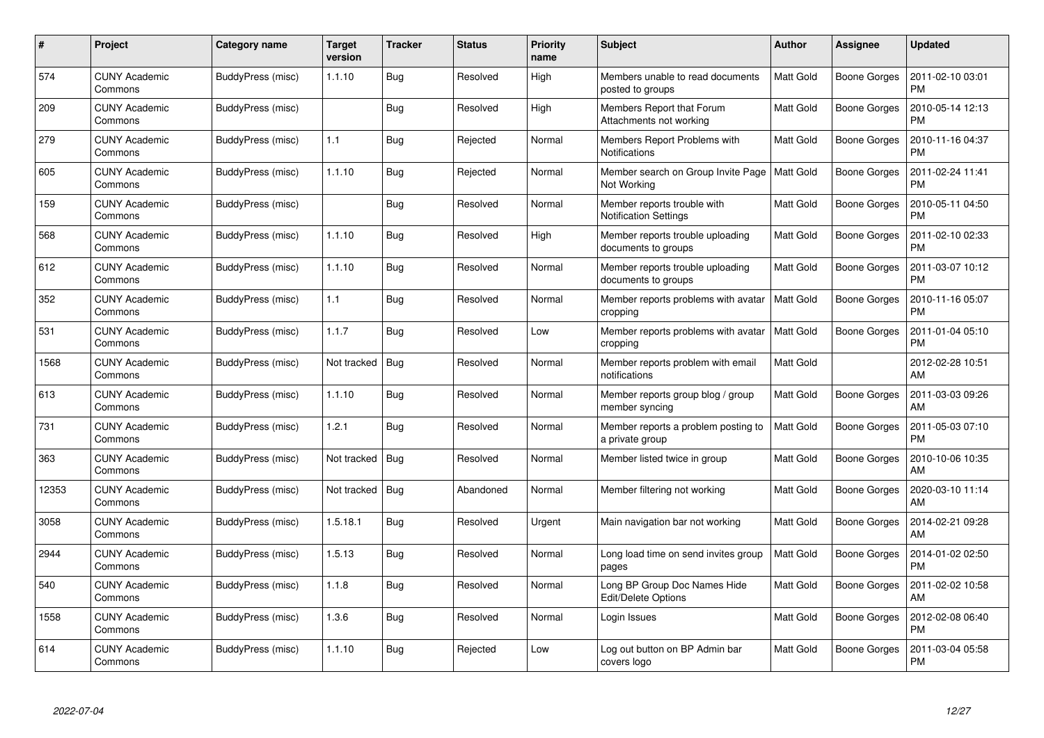| # | Project | Category name | Target version | Tracker | Status | Priority name | Subject | Author | Assignee | Updated |
|---|---|---|---|---|---|---|---|---|---|---|
| 574 | CUNY Academic Commons | BuddyPress (misc) | 1.1.10 | Bug | Resolved | High | Members unable to read documents posted to groups | Matt Gold | Boone Gorges | 2011-02-10 03:01 PM |
| 209 | CUNY Academic Commons | BuddyPress (misc) | | Bug | Resolved | High | Members Report that Forum Attachments not working | Matt Gold | Boone Gorges | 2010-05-14 12:13 PM |
| 279 | CUNY Academic Commons | BuddyPress (misc) | 1.1 | Bug | Rejected | Normal | Members Report Problems with Notifications | Matt Gold | Boone Gorges | 2010-11-16 04:37 PM |
| 605 | CUNY Academic Commons | BuddyPress (misc) | 1.1.10 | Bug | Rejected | Normal | Member search on Group Invite Page Not Working | Matt Gold | Boone Gorges | 2011-02-24 11:41 PM |
| 159 | CUNY Academic Commons | BuddyPress (misc) | | Bug | Resolved | Normal | Member reports trouble with Notification Settings | Matt Gold | Boone Gorges | 2010-05-11 04:50 PM |
| 568 | CUNY Academic Commons | BuddyPress (misc) | 1.1.10 | Bug | Resolved | High | Member reports trouble uploading documents to groups | Matt Gold | Boone Gorges | 2011-02-10 02:33 PM |
| 612 | CUNY Academic Commons | BuddyPress (misc) | 1.1.10 | Bug | Resolved | Normal | Member reports trouble uploading documents to groups | Matt Gold | Boone Gorges | 2011-03-07 10:12 PM |
| 352 | CUNY Academic Commons | BuddyPress (misc) | 1.1 | Bug | Resolved | Normal | Member reports problems with avatar cropping | Matt Gold | Boone Gorges | 2010-11-16 05:07 PM |
| 531 | CUNY Academic Commons | BuddyPress (misc) | 1.1.7 | Bug | Resolved | Low | Member reports problems with avatar cropping | Matt Gold | Boone Gorges | 2011-01-04 05:10 PM |
| 1568 | CUNY Academic Commons | BuddyPress (misc) | Not tracked | Bug | Resolved | Normal | Member reports problem with email notifications | Matt Gold | | 2012-02-28 10:51 AM |
| 613 | CUNY Academic Commons | BuddyPress (misc) | 1.1.10 | Bug | Resolved | Normal | Member reports group blog / group member syncing | Matt Gold | Boone Gorges | 2011-03-03 09:26 AM |
| 731 | CUNY Academic Commons | BuddyPress (misc) | 1.2.1 | Bug | Resolved | Normal | Member reports a problem posting to a private group | Matt Gold | Boone Gorges | 2011-05-03 07:10 PM |
| 363 | CUNY Academic Commons | BuddyPress (misc) | Not tracked | Bug | Resolved | Normal | Member listed twice in group | Matt Gold | Boone Gorges | 2010-10-06 10:35 AM |
| 12353 | CUNY Academic Commons | BuddyPress (misc) | Not tracked | Bug | Abandoned | Normal | Member filtering not working | Matt Gold | Boone Gorges | 2020-03-10 11:14 AM |
| 3058 | CUNY Academic Commons | BuddyPress (misc) | 1.5.18.1 | Bug | Resolved | Urgent | Main navigation bar not working | Matt Gold | Boone Gorges | 2014-02-21 09:28 AM |
| 2944 | CUNY Academic Commons | BuddyPress (misc) | 1.5.13 | Bug | Resolved | Normal | Long load time on send invites group pages | Matt Gold | Boone Gorges | 2014-01-02 02:50 PM |
| 540 | CUNY Academic Commons | BuddyPress (misc) | 1.1.8 | Bug | Resolved | Normal | Long BP Group Doc Names Hide Edit/Delete Options | Matt Gold | Boone Gorges | 2011-02-02 10:58 AM |
| 1558 | CUNY Academic Commons | BuddyPress (misc) | 1.3.6 | Bug | Resolved | Normal | Login Issues | Matt Gold | Boone Gorges | 2012-02-08 06:40 PM |
| 614 | CUNY Academic Commons | BuddyPress (misc) | 1.1.10 | Bug | Rejected | Low | Log out button on BP Admin bar covers logo | Matt Gold | Boone Gorges | 2011-03-04 05:58 PM |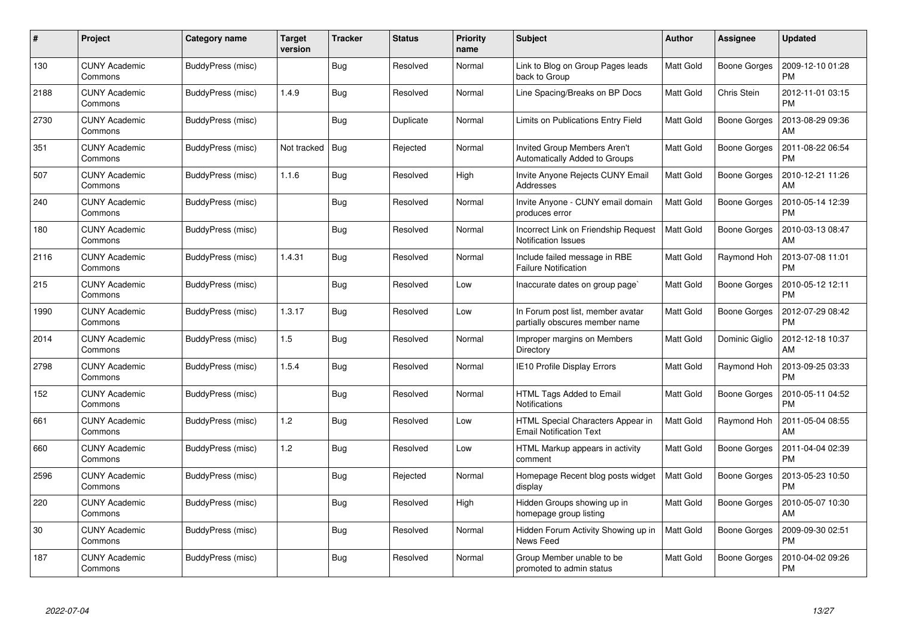| # | Project | Category name | Target version | Tracker | Status | Priority name | Subject | Author | Assignee | Updated |
|---|---|---|---|---|---|---|---|---|---|---|
| 130 | CUNY Academic Commons | BuddyPress (misc) | | Bug | Resolved | Normal | Link to Blog on Group Pages leads back to Group | Matt Gold | Boone Gorges | 2009-12-10 01:28 PM |
| 2188 | CUNY Academic Commons | BuddyPress (misc) | 1.4.9 | Bug | Resolved | Normal | Line Spacing/Breaks on BP Docs | Matt Gold | Chris Stein | 2012-11-01 03:15 PM |
| 2730 | CUNY Academic Commons | BuddyPress (misc) | | Bug | Duplicate | Normal | Limits on Publications Entry Field | Matt Gold | Boone Gorges | 2013-08-29 09:36 AM |
| 351 | CUNY Academic Commons | BuddyPress (misc) | Not tracked | Bug | Rejected | Normal | Invited Group Members Aren't Automatically Added to Groups | Matt Gold | Boone Gorges | 2011-08-22 06:54 PM |
| 507 | CUNY Academic Commons | BuddyPress (misc) | 1.1.6 | Bug | Resolved | High | Invite Anyone Rejects CUNY Email Addresses | Matt Gold | Boone Gorges | 2010-12-21 11:26 AM |
| 240 | CUNY Academic Commons | BuddyPress (misc) | | Bug | Resolved | Normal | Invite Anyone - CUNY email domain produces error | Matt Gold | Boone Gorges | 2010-05-14 12:39 PM |
| 180 | CUNY Academic Commons | BuddyPress (misc) | | Bug | Resolved | Normal | Incorrect Link on Friendship Request Notification Issues | Matt Gold | Boone Gorges | 2010-03-13 08:47 AM |
| 2116 | CUNY Academic Commons | BuddyPress (misc) | 1.4.31 | Bug | Resolved | Normal | Include failed message in RBE Failure Notification | Matt Gold | Raymond Hoh | 2013-07-08 11:01 PM |
| 215 | CUNY Academic Commons | BuddyPress (misc) | | Bug | Resolved | Low | Inaccurate dates on group page` | Matt Gold | Boone Gorges | 2010-05-12 12:11 PM |
| 1990 | CUNY Academic Commons | BuddyPress (misc) | 1.3.17 | Bug | Resolved | Low | In Forum post list, member avatar partially obscures member name | Matt Gold | Boone Gorges | 2012-07-29 08:42 PM |
| 2014 | CUNY Academic Commons | BuddyPress (misc) | 1.5 | Bug | Resolved | Normal | Improper margins on Members Directory | Matt Gold | Dominic Giglio | 2012-12-18 10:37 AM |
| 2798 | CUNY Academic Commons | BuddyPress (misc) | 1.5.4 | Bug | Resolved | Normal | IE10 Profile Display Errors | Matt Gold | Raymond Hoh | 2013-09-25 03:33 PM |
| 152 | CUNY Academic Commons | BuddyPress (misc) | | Bug | Resolved | Normal | HTML Tags Added to Email Notifications | Matt Gold | Boone Gorges | 2010-05-11 04:52 PM |
| 661 | CUNY Academic Commons | BuddyPress (misc) | 1.2 | Bug | Resolved | Low | HTML Special Characters Appear in Email Notification Text | Matt Gold | Raymond Hoh | 2011-05-04 08:55 AM |
| 660 | CUNY Academic Commons | BuddyPress (misc) | 1.2 | Bug | Resolved | Low | HTML Markup appears in activity comment | Matt Gold | Boone Gorges | 2011-04-04 02:39 PM |
| 2596 | CUNY Academic Commons | BuddyPress (misc) | | Bug | Rejected | Normal | Homepage Recent blog posts widget display | Matt Gold | Boone Gorges | 2013-05-23 10:50 PM |
| 220 | CUNY Academic Commons | BuddyPress (misc) | | Bug | Resolved | High | Hidden Groups showing up in homepage group listing | Matt Gold | Boone Gorges | 2010-05-07 10:30 AM |
| 30 | CUNY Academic Commons | BuddyPress (misc) | | Bug | Resolved | Normal | Hidden Forum Activity Showing up in News Feed | Matt Gold | Boone Gorges | 2009-09-30 02:51 PM |
| 187 | CUNY Academic Commons | BuddyPress (misc) | | Bug | Resolved | Normal | Group Member unable to be promoted to admin status | Matt Gold | Boone Gorges | 2010-04-02 09:26 PM |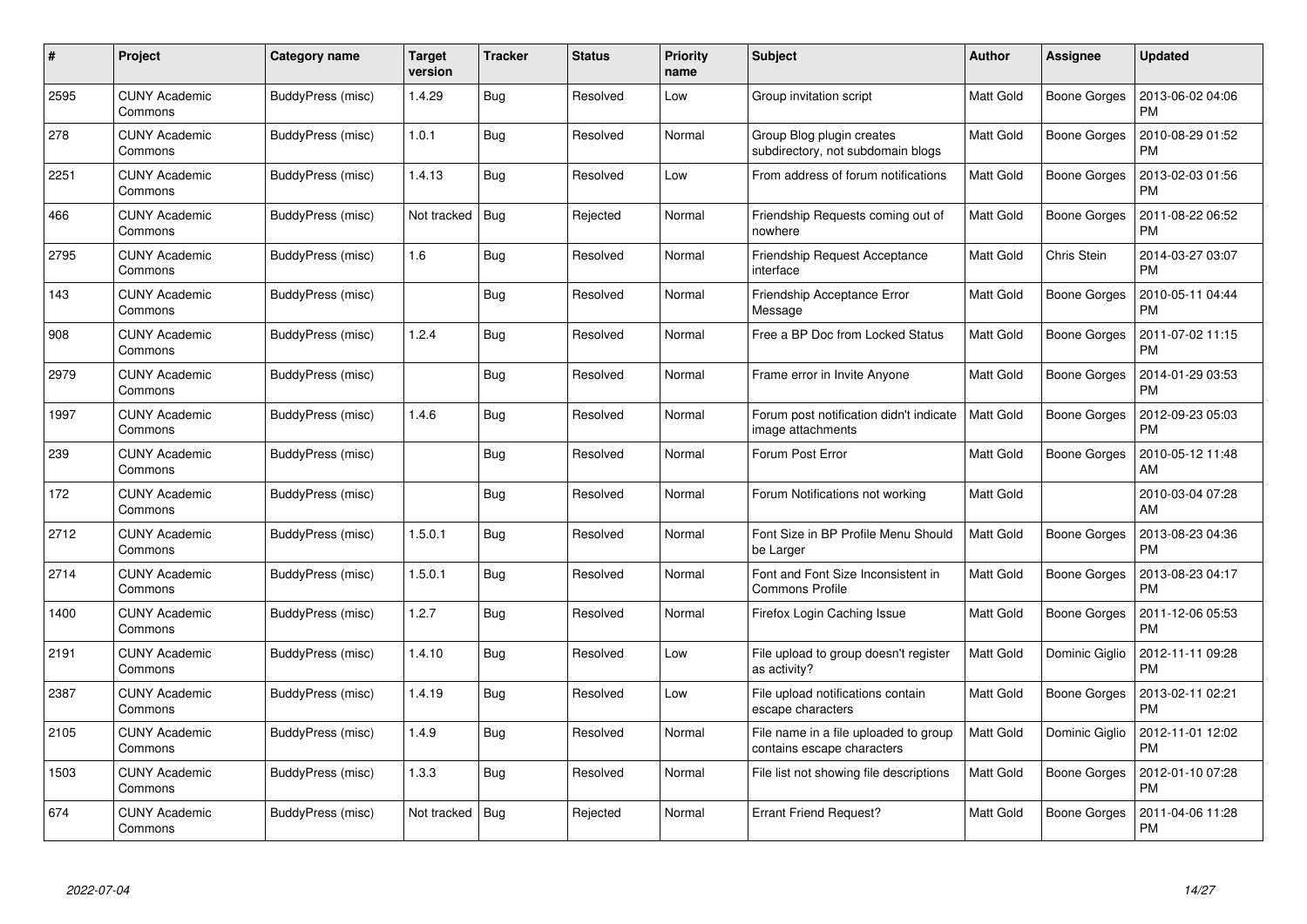| # | Project | Category name | Target version | Tracker | Status | Priority name | Subject | Author | Assignee | Updated |
|---|---|---|---|---|---|---|---|---|---|---|
| 2595 | CUNY Academic Commons | BuddyPress (misc) | 1.4.29 | Bug | Resolved | Low | Group invitation script | Matt Gold | Boone Gorges | 2013-06-02 04:06 PM |
| 278 | CUNY Academic Commons | BuddyPress (misc) | 1.0.1 | Bug | Resolved | Normal | Group Blog plugin creates subdirectory, not subdomain blogs | Matt Gold | Boone Gorges | 2010-08-29 01:52 PM |
| 2251 | CUNY Academic Commons | BuddyPress (misc) | 1.4.13 | Bug | Resolved | Low | From address of forum notifications | Matt Gold | Boone Gorges | 2013-02-03 01:56 PM |
| 466 | CUNY Academic Commons | BuddyPress (misc) | Not tracked | Bug | Rejected | Normal | Friendship Requests coming out of nowhere | Matt Gold | Boone Gorges | 2011-08-22 06:52 PM |
| 2795 | CUNY Academic Commons | BuddyPress (misc) | 1.6 | Bug | Resolved | Normal | Friendship Request Acceptance interface | Matt Gold | Chris Stein | 2014-03-27 03:07 PM |
| 143 | CUNY Academic Commons | BuddyPress (misc) | | Bug | Resolved | Normal | Friendship Acceptance Error Message | Matt Gold | Boone Gorges | 2010-05-11 04:44 PM |
| 908 | CUNY Academic Commons | BuddyPress (misc) | 1.2.4 | Bug | Resolved | Normal | Free a BP Doc from Locked Status | Matt Gold | Boone Gorges | 2011-07-02 11:15 PM |
| 2979 | CUNY Academic Commons | BuddyPress (misc) | | Bug | Resolved | Normal | Frame error in Invite Anyone | Matt Gold | Boone Gorges | 2014-01-29 03:53 PM |
| 1997 | CUNY Academic Commons | BuddyPress (misc) | 1.4.6 | Bug | Resolved | Normal | Forum post notification didn't indicate image attachments | Matt Gold | Boone Gorges | 2012-09-23 05:03 PM |
| 239 | CUNY Academic Commons | BuddyPress (misc) | | Bug | Resolved | Normal | Forum Post Error | Matt Gold | Boone Gorges | 2010-05-12 11:48 AM |
| 172 | CUNY Academic Commons | BuddyPress (misc) | | Bug | Resolved | Normal | Forum Notifications not working | Matt Gold | | 2010-03-04 07:28 AM |
| 2712 | CUNY Academic Commons | BuddyPress (misc) | 1.5.0.1 | Bug | Resolved | Normal | Font Size in BP Profile Menu Should be Larger | Matt Gold | Boone Gorges | 2013-08-23 04:36 PM |
| 2714 | CUNY Academic Commons | BuddyPress (misc) | 1.5.0.1 | Bug | Resolved | Normal | Font and Font Size Inconsistent in Commons Profile | Matt Gold | Boone Gorges | 2013-08-23 04:17 PM |
| 1400 | CUNY Academic Commons | BuddyPress (misc) | 1.2.7 | Bug | Resolved | Normal | Firefox Login Caching Issue | Matt Gold | Boone Gorges | 2011-12-06 05:53 PM |
| 2191 | CUNY Academic Commons | BuddyPress (misc) | 1.4.10 | Bug | Resolved | Low | File upload to group doesn't register as activity? | Matt Gold | Dominic Giglio | 2012-11-11 09:28 PM |
| 2387 | CUNY Academic Commons | BuddyPress (misc) | 1.4.19 | Bug | Resolved | Low | File upload notifications contain escape characters | Matt Gold | Boone Gorges | 2013-02-11 02:21 PM |
| 2105 | CUNY Academic Commons | BuddyPress (misc) | 1.4.9 | Bug | Resolved | Normal | File name in a file uploaded to group contains escape characters | Matt Gold | Dominic Giglio | 2012-11-01 12:02 PM |
| 1503 | CUNY Academic Commons | BuddyPress (misc) | 1.3.3 | Bug | Resolved | Normal | File list not showing file descriptions | Matt Gold | Boone Gorges | 2012-01-10 07:28 PM |
| 674 | CUNY Academic Commons | BuddyPress (misc) | Not tracked | Bug | Rejected | Normal | Errant Friend Request? | Matt Gold | Boone Gorges | 2011-04-06 11:28 PM |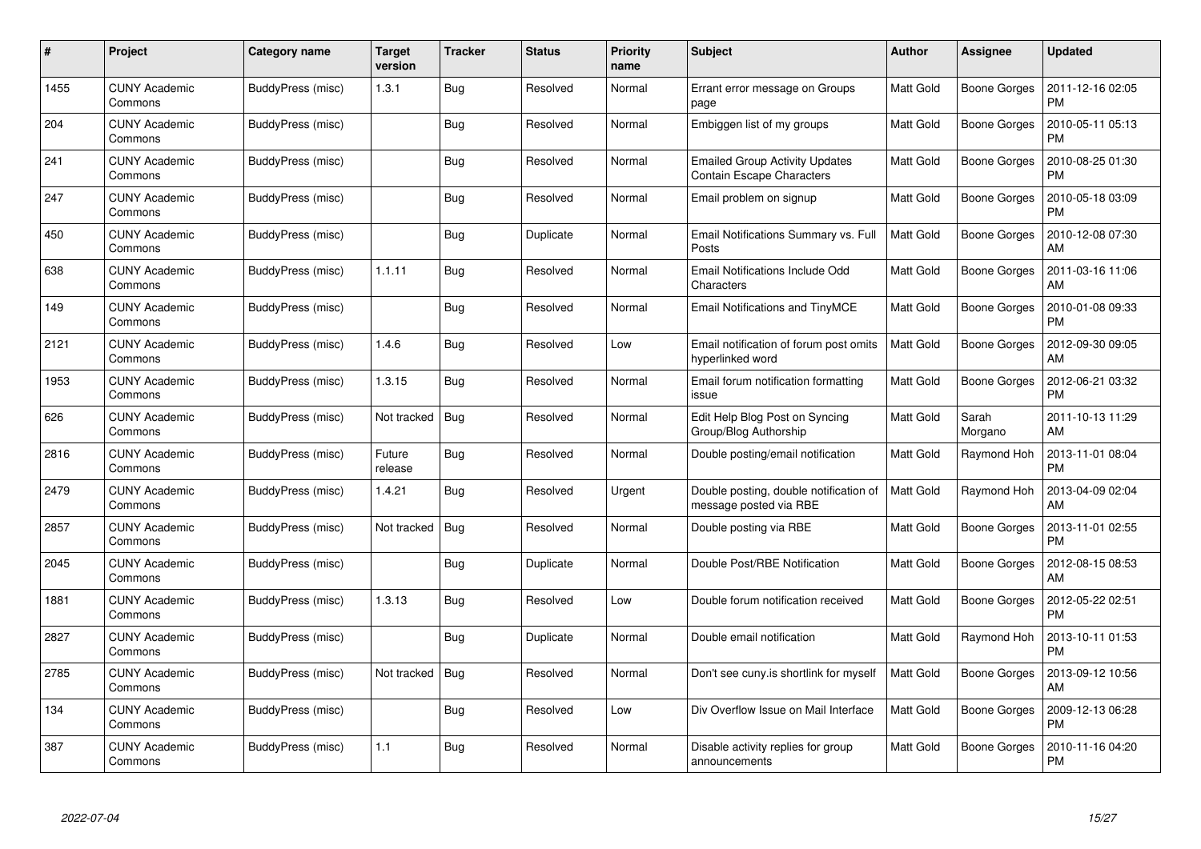| # | Project | Category name | Target version | Tracker | Status | Priority name | Subject | Author | Assignee | Updated |
|---|---|---|---|---|---|---|---|---|---|---|
| 1455 | CUNY Academic Commons | BuddyPress (misc) | 1.3.1 | Bug | Resolved | Normal | Errant error message on Groups page | Matt Gold | Boone Gorges | 2011-12-16 02:05 PM |
| 204 | CUNY Academic Commons | BuddyPress (misc) | | Bug | Resolved | Normal | Embiggen list of my groups | Matt Gold | Boone Gorges | 2010-05-11 05:13 PM |
| 241 | CUNY Academic Commons | BuddyPress (misc) | | Bug | Resolved | Normal | Emailed Group Activity Updates Contain Escape Characters | Matt Gold | Boone Gorges | 2010-08-25 01:30 PM |
| 247 | CUNY Academic Commons | BuddyPress (misc) | | Bug | Resolved | Normal | Email problem on signup | Matt Gold | Boone Gorges | 2010-05-18 03:09 PM |
| 450 | CUNY Academic Commons | BuddyPress (misc) | | Bug | Duplicate | Normal | Email Notifications Summary vs. Full Posts | Matt Gold | Boone Gorges | 2010-12-08 07:30 AM |
| 638 | CUNY Academic Commons | BuddyPress (misc) | 1.1.11 | Bug | Resolved | Normal | Email Notifications Include Odd Characters | Matt Gold | Boone Gorges | 2011-03-16 11:06 AM |
| 149 | CUNY Academic Commons | BuddyPress (misc) | | Bug | Resolved | Normal | Email Notifications and TinyMCE | Matt Gold | Boone Gorges | 2010-01-08 09:33 PM |
| 2121 | CUNY Academic Commons | BuddyPress (misc) | 1.4.6 | Bug | Resolved | Low | Email notification of forum post omits hyperlinked word | Matt Gold | Boone Gorges | 2012-09-30 09:05 AM |
| 1953 | CUNY Academic Commons | BuddyPress (misc) | 1.3.15 | Bug | Resolved | Normal | Email forum notification formatting issue | Matt Gold | Boone Gorges | 2012-06-21 03:32 PM |
| 626 | CUNY Academic Commons | BuddyPress (misc) | Not tracked | Bug | Resolved | Normal | Edit Help Blog Post on Syncing Group/Blog Authorship | Matt Gold | Sarah Morgano | 2011-10-13 11:29 AM |
| 2816 | CUNY Academic Commons | BuddyPress (misc) | Future release | Bug | Resolved | Normal | Double posting/email notification | Matt Gold | Raymond Hoh | 2013-11-01 08:04 PM |
| 2479 | CUNY Academic Commons | BuddyPress (misc) | 1.4.21 | Bug | Resolved | Urgent | Double posting, double notification of message posted via RBE | Matt Gold | Raymond Hoh | 2013-04-09 02:04 AM |
| 2857 | CUNY Academic Commons | BuddyPress (misc) | Not tracked | Bug | Resolved | Normal | Double posting via RBE | Matt Gold | Boone Gorges | 2013-11-01 02:55 PM |
| 2045 | CUNY Academic Commons | BuddyPress (misc) | | Bug | Duplicate | Normal | Double Post/RBE Notification | Matt Gold | Boone Gorges | 2012-08-15 08:53 AM |
| 1881 | CUNY Academic Commons | BuddyPress (misc) | 1.3.13 | Bug | Resolved | Low | Double forum notification received | Matt Gold | Boone Gorges | 2012-05-22 02:51 PM |
| 2827 | CUNY Academic Commons | BuddyPress (misc) | | Bug | Duplicate | Normal | Double email notification | Matt Gold | Raymond Hoh | 2013-10-11 01:53 PM |
| 2785 | CUNY Academic Commons | BuddyPress (misc) | Not tracked | Bug | Resolved | Normal | Don't see cuny.is shortlink for myself | Matt Gold | Boone Gorges | 2013-09-12 10:56 AM |
| 134 | CUNY Academic Commons | BuddyPress (misc) | | Bug | Resolved | Low | Div Overflow Issue on Mail Interface | Matt Gold | Boone Gorges | 2009-12-13 06:28 PM |
| 387 | CUNY Academic Commons | BuddyPress (misc) | 1.1 | Bug | Resolved | Normal | Disable activity replies for group announcements | Matt Gold | Boone Gorges | 2010-11-16 04:20 PM |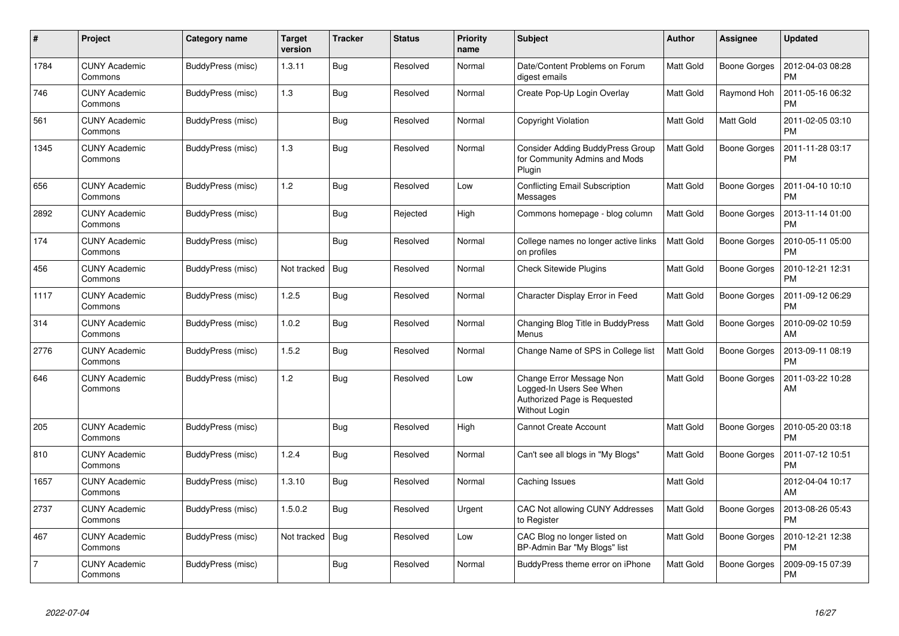| # | Project | Category name | Target version | Tracker | Status | Priority name | Subject | Author | Assignee | Updated |
|---|---|---|---|---|---|---|---|---|---|---|
| 1784 | CUNY Academic Commons | BuddyPress (misc) | 1.3.11 | Bug | Resolved | Normal | Date/Content Problems on Forum digest emails | Matt Gold | Boone Gorges | 2012-04-03 08:28 PM |
| 746 | CUNY Academic Commons | BuddyPress (misc) | 1.3 | Bug | Resolved | Normal | Create Pop-Up Login Overlay | Matt Gold | Raymond Hoh | 2011-05-16 06:32 PM |
| 561 | CUNY Academic Commons | BuddyPress (misc) | | Bug | Resolved | Normal | Copyright Violation | Matt Gold | Matt Gold | 2011-02-05 03:10 PM |
| 1345 | CUNY Academic Commons | BuddyPress (misc) | 1.3 | Bug | Resolved | Normal | Consider Adding BuddyPress Group for Community Admins and Mods Plugin | Matt Gold | Boone Gorges | 2011-11-28 03:17 PM |
| 656 | CUNY Academic Commons | BuddyPress (misc) | 1.2 | Bug | Resolved | Low | Conflicting Email Subscription Messages | Matt Gold | Boone Gorges | 2011-04-10 10:10 PM |
| 2892 | CUNY Academic Commons | BuddyPress (misc) | | Bug | Rejected | High | Commons homepage - blog column | Matt Gold | Boone Gorges | 2013-11-14 01:00 PM |
| 174 | CUNY Academic Commons | BuddyPress (misc) | | Bug | Resolved | Normal | College names no longer active links on profiles | Matt Gold | Boone Gorges | 2010-05-11 05:00 PM |
| 456 | CUNY Academic Commons | BuddyPress (misc) | Not tracked | Bug | Resolved | Normal | Check Sitewide Plugins | Matt Gold | Boone Gorges | 2010-12-21 12:31 PM |
| 1117 | CUNY Academic Commons | BuddyPress (misc) | 1.2.5 | Bug | Resolved | Normal | Character Display Error in Feed | Matt Gold | Boone Gorges | 2011-09-12 06:29 PM |
| 314 | CUNY Academic Commons | BuddyPress (misc) | 1.0.2 | Bug | Resolved | Normal | Changing Blog Title in BuddyPress Menus | Matt Gold | Boone Gorges | 2010-09-02 10:59 AM |
| 2776 | CUNY Academic Commons | BuddyPress (misc) | 1.5.2 | Bug | Resolved | Normal | Change Name of SPS in College list | Matt Gold | Boone Gorges | 2013-09-11 08:19 PM |
| 646 | CUNY Academic Commons | BuddyPress (misc) | 1.2 | Bug | Resolved | Low | Change Error Message Non Logged-In Users See When Authorized Page is Requested Without Login | Matt Gold | Boone Gorges | 2011-03-22 10:28 AM |
| 205 | CUNY Academic Commons | BuddyPress (misc) | | Bug | Resolved | High | Cannot Create Account | Matt Gold | Boone Gorges | 2010-05-20 03:18 PM |
| 810 | CUNY Academic Commons | BuddyPress (misc) | 1.2.4 | Bug | Resolved | Normal | Can't see all blogs in "My Blogs" | Matt Gold | Boone Gorges | 2011-07-12 10:51 PM |
| 1657 | CUNY Academic Commons | BuddyPress (misc) | 1.3.10 | Bug | Resolved | Normal | Caching Issues | Matt Gold | | 2012-04-04 10:17 AM |
| 2737 | CUNY Academic Commons | BuddyPress (misc) | 1.5.0.2 | Bug | Resolved | Urgent | CAC Not allowing CUNY Addresses to Register | Matt Gold | Boone Gorges | 2013-08-26 05:43 PM |
| 467 | CUNY Academic Commons | BuddyPress (misc) | Not tracked | Bug | Resolved | Low | CAC Blog no longer listed on BP-Admin Bar "My Blogs" list | Matt Gold | Boone Gorges | 2010-12-21 12:38 PM |
| 7 | CUNY Academic Commons | BuddyPress (misc) | | Bug | Resolved | Normal | BuddyPress theme error on iPhone | Matt Gold | Boone Gorges | 2009-09-15 07:39 PM |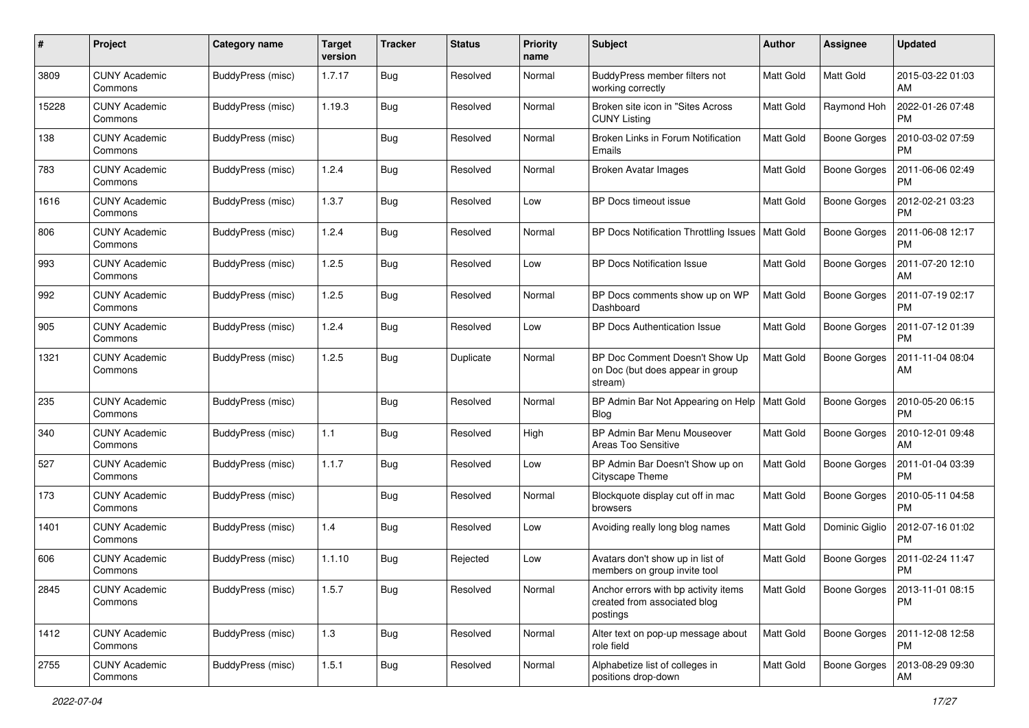| # | Project | Category name | Target version | Tracker | Status | Priority name | Subject | Author | Assignee | Updated |
|---|---|---|---|---|---|---|---|---|---|---|
| 3809 | CUNY Academic Commons | BuddyPress (misc) | 1.7.17 | Bug | Resolved | Normal | BuddyPress member filters not working correctly | Matt Gold | Matt Gold | 2015-03-22 01:03 AM |
| 15228 | CUNY Academic Commons | BuddyPress (misc) | 1.19.3 | Bug | Resolved | Normal | Broken site icon in "Sites Across CUNY Listing | Matt Gold | Raymond Hoh | 2022-01-26 07:48 PM |
| 138 | CUNY Academic Commons | BuddyPress (misc) | | Bug | Resolved | Normal | Broken Links in Forum Notification Emails | Matt Gold | Boone Gorges | 2010-03-02 07:59 PM |
| 783 | CUNY Academic Commons | BuddyPress (misc) | 1.2.4 | Bug | Resolved | Normal | Broken Avatar Images | Matt Gold | Boone Gorges | 2011-06-06 02:49 PM |
| 1616 | CUNY Academic Commons | BuddyPress (misc) | 1.3.7 | Bug | Resolved | Low | BP Docs timeout issue | Matt Gold | Boone Gorges | 2012-02-21 03:23 PM |
| 806 | CUNY Academic Commons | BuddyPress (misc) | 1.2.4 | Bug | Resolved | Normal | BP Docs Notification Throttling Issues | Matt Gold | Boone Gorges | 2011-06-08 12:17 PM |
| 993 | CUNY Academic Commons | BuddyPress (misc) | 1.2.5 | Bug | Resolved | Low | BP Docs Notification Issue | Matt Gold | Boone Gorges | 2011-07-20 12:10 AM |
| 992 | CUNY Academic Commons | BuddyPress (misc) | 1.2.5 | Bug | Resolved | Normal | BP Docs comments show up on WP Dashboard | Matt Gold | Boone Gorges | 2011-07-19 02:17 PM |
| 905 | CUNY Academic Commons | BuddyPress (misc) | 1.2.4 | Bug | Resolved | Low | BP Docs Authentication Issue | Matt Gold | Boone Gorges | 2011-07-12 01:39 PM |
| 1321 | CUNY Academic Commons | BuddyPress (misc) | 1.2.5 | Bug | Duplicate | Normal | BP Doc Comment Doesn't Show Up on Doc (but does appear in group stream) | Matt Gold | Boone Gorges | 2011-11-04 08:04 AM |
| 235 | CUNY Academic Commons | BuddyPress (misc) | | Bug | Resolved | Normal | BP Admin Bar Not Appearing on Help Blog | Matt Gold | Boone Gorges | 2010-05-20 06:15 PM |
| 340 | CUNY Academic Commons | BuddyPress (misc) | 1.1 | Bug | Resolved | High | BP Admin Bar Menu Mouseover Areas Too Sensitive | Matt Gold | Boone Gorges | 2010-12-01 09:48 AM |
| 527 | CUNY Academic Commons | BuddyPress (misc) | 1.1.7 | Bug | Resolved | Low | BP Admin Bar Doesn't Show up on Cityscape Theme | Matt Gold | Boone Gorges | 2011-01-04 03:39 PM |
| 173 | CUNY Academic Commons | BuddyPress (misc) | | Bug | Resolved | Normal | Blockquote display cut off in mac browsers | Matt Gold | Boone Gorges | 2010-05-11 04:58 PM |
| 1401 | CUNY Academic Commons | BuddyPress (misc) | 1.4 | Bug | Resolved | Low | Avoiding really long blog names | Matt Gold | Dominic Giglio | 2012-07-16 01:02 PM |
| 606 | CUNY Academic Commons | BuddyPress (misc) | 1.1.10 | Bug | Rejected | Low | Avatars don't show up in list of members on group invite tool | Matt Gold | Boone Gorges | 2011-02-24 11:47 PM |
| 2845 | CUNY Academic Commons | BuddyPress (misc) | 1.5.7 | Bug | Resolved | Normal | Anchor errors with bp activity items created from associated blog postings | Matt Gold | Boone Gorges | 2013-11-01 08:15 PM |
| 1412 | CUNY Academic Commons | BuddyPress (misc) | 1.3 | Bug | Resolved | Normal | Alter text on pop-up message about role field | Matt Gold | Boone Gorges | 2011-12-08 12:58 PM |
| 2755 | CUNY Academic Commons | BuddyPress (misc) | 1.5.1 | Bug | Resolved | Normal | Alphabetize list of colleges in positions drop-down | Matt Gold | Boone Gorges | 2013-08-29 09:30 AM |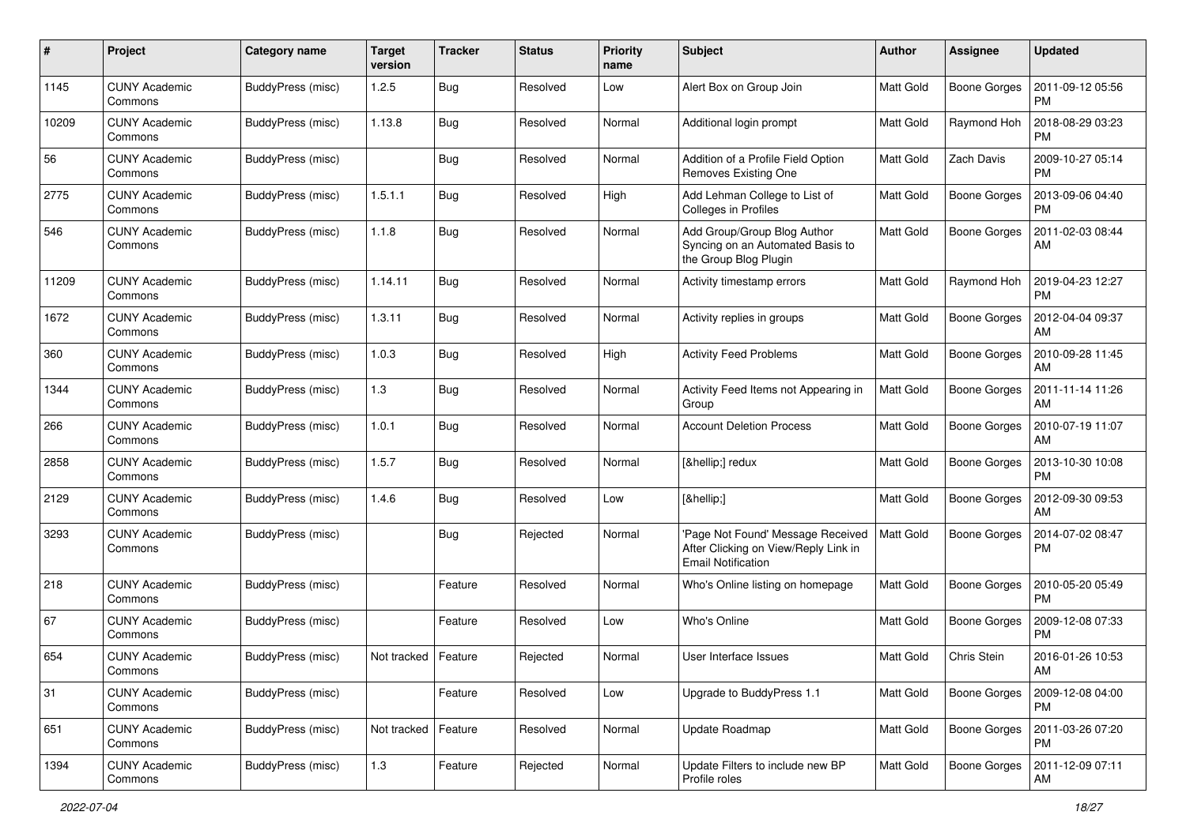| # | Project | Category name | Target version | Tracker | Status | Priority name | Subject | Author | Assignee | Updated |
|---|---|---|---|---|---|---|---|---|---|---|
| 1145 | CUNY Academic Commons | BuddyPress (misc) | 1.2.5 | Bug | Resolved | Low | Alert Box on Group Join | Matt Gold | Boone Gorges | 2011-09-12 05:56 PM |
| 10209 | CUNY Academic Commons | BuddyPress (misc) | 1.13.8 | Bug | Resolved | Normal | Additional login prompt | Matt Gold | Raymond Hoh | 2018-08-29 03:23 PM |
| 56 | CUNY Academic Commons | BuddyPress (misc) | | Bug | Resolved | Normal | Addition of a Profile Field Option Removes Existing One | Matt Gold | Zach Davis | 2009-10-27 05:14 PM |
| 2775 | CUNY Academic Commons | BuddyPress (misc) | 1.5.1.1 | Bug | Resolved | High | Add Lehman College to List of Colleges in Profiles | Matt Gold | Boone Gorges | 2013-09-06 04:40 PM |
| 546 | CUNY Academic Commons | BuddyPress (misc) | 1.1.8 | Bug | Resolved | Normal | Add Group/Group Blog Author Syncing on an Automated Basis to the Group Blog Plugin | Matt Gold | Boone Gorges | 2011-02-03 08:44 AM |
| 11209 | CUNY Academic Commons | BuddyPress (misc) | 1.14.11 | Bug | Resolved | Normal | Activity timestamp errors | Matt Gold | Raymond Hoh | 2019-04-23 12:27 PM |
| 1672 | CUNY Academic Commons | BuddyPress (misc) | 1.3.11 | Bug | Resolved | Normal | Activity replies in groups | Matt Gold | Boone Gorges | 2012-04-04 09:37 AM |
| 360 | CUNY Academic Commons | BuddyPress (misc) | 1.0.3 | Bug | Resolved | High | Activity Feed Problems | Matt Gold | Boone Gorges | 2010-09-28 11:45 AM |
| 1344 | CUNY Academic Commons | BuddyPress (misc) | 1.3 | Bug | Resolved | Normal | Activity Feed Items not Appearing in Group | Matt Gold | Boone Gorges | 2011-11-14 11:26 AM |
| 266 | CUNY Academic Commons | BuddyPress (misc) | 1.0.1 | Bug | Resolved | Normal | Account Deletion Process | Matt Gold | Boone Gorges | 2010-07-19 11:07 AM |
| 2858 | CUNY Academic Commons | BuddyPress (misc) | 1.5.7 | Bug | Resolved | Normal | [&hellip;] redux | Matt Gold | Boone Gorges | 2013-10-30 10:08 PM |
| 2129 | CUNY Academic Commons | BuddyPress (misc) | 1.4.6 | Bug | Resolved | Low | [&hellip;] | Matt Gold | Boone Gorges | 2012-09-30 09:53 AM |
| 3293 | CUNY Academic Commons | BuddyPress (misc) | | Bug | Rejected | Normal | 'Page Not Found' Message Received After Clicking on View/Reply Link in Email Notification | Matt Gold | Boone Gorges | 2014-07-02 08:47 PM |
| 218 | CUNY Academic Commons | BuddyPress (misc) | | Feature | Resolved | Normal | Who's Online listing on homepage | Matt Gold | Boone Gorges | 2010-05-20 05:49 PM |
| 67 | CUNY Academic Commons | BuddyPress (misc) | | Feature | Resolved | Low | Who's Online | Matt Gold | Boone Gorges | 2009-12-08 07:33 PM |
| 654 | CUNY Academic Commons | BuddyPress (misc) | Not tracked | Feature | Rejected | Normal | User Interface Issues | Matt Gold | Chris Stein | 2016-01-26 10:53 AM |
| 31 | CUNY Academic Commons | BuddyPress (misc) | | Feature | Resolved | Low | Upgrade to BuddyPress 1.1 | Matt Gold | Boone Gorges | 2009-12-08 04:00 PM |
| 651 | CUNY Academic Commons | BuddyPress (misc) | Not tracked | Feature | Resolved | Normal | Update Roadmap | Matt Gold | Boone Gorges | 2011-03-26 07:20 PM |
| 1394 | CUNY Academic Commons | BuddyPress (misc) | 1.3 | Feature | Rejected | Normal | Update Filters to include new BP Profile roles | Matt Gold | Boone Gorges | 2011-12-09 07:11 AM |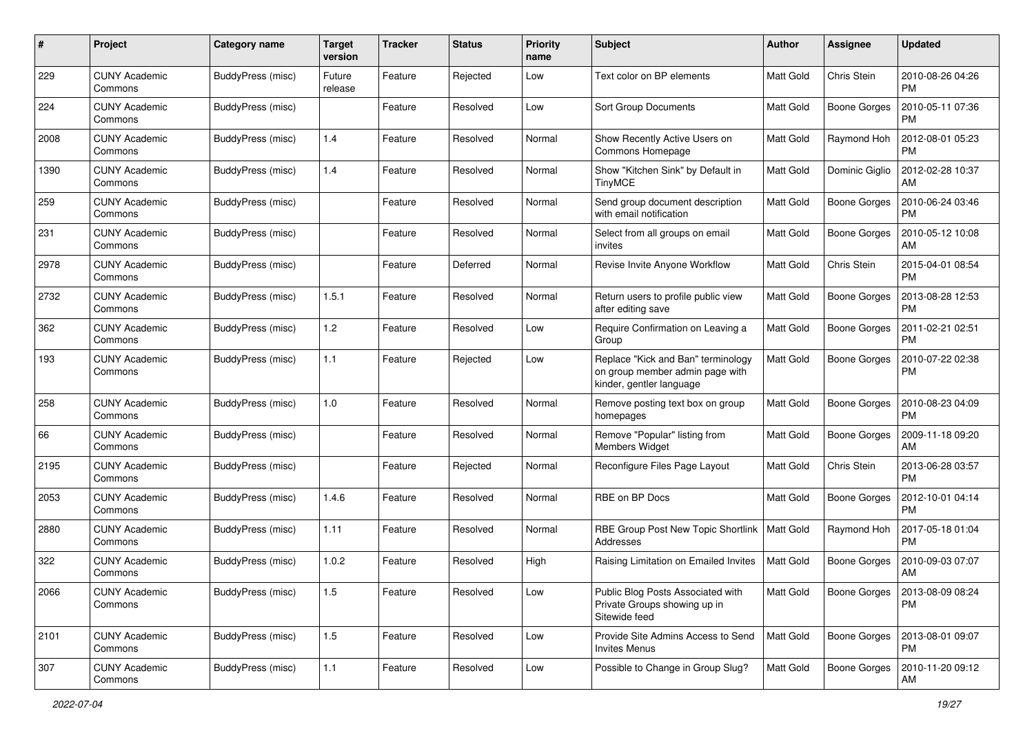| # | Project | Category name | Target version | Tracker | Status | Priority name | Subject | Author | Assignee | Updated |
|---|---|---|---|---|---|---|---|---|---|---|
| 229 | CUNY Academic Commons | BuddyPress (misc) | Future release | Feature | Rejected | Low | Text color on BP elements | Matt Gold | Chris Stein | 2010-08-26 04:26 PM |
| 224 | CUNY Academic Commons | BuddyPress (misc) | | Feature | Resolved | Low | Sort Group Documents | Matt Gold | Boone Gorges | 2010-05-11 07:36 PM |
| 2008 | CUNY Academic Commons | BuddyPress (misc) | 1.4 | Feature | Resolved | Normal | Show Recently Active Users on Commons Homepage | Matt Gold | Raymond Hoh | 2012-08-01 05:23 PM |
| 1390 | CUNY Academic Commons | BuddyPress (misc) | 1.4 | Feature | Resolved | Normal | Show "Kitchen Sink" by Default in TinyMCE | Matt Gold | Dominic Giglio | 2012-02-28 10:37 AM |
| 259 | CUNY Academic Commons | BuddyPress (misc) | | Feature | Resolved | Normal | Send group document description with email notification | Matt Gold | Boone Gorges | 2010-06-24 03:46 PM |
| 231 | CUNY Academic Commons | BuddyPress (misc) | | Feature | Resolved | Normal | Select from all groups on email invites | Matt Gold | Boone Gorges | 2010-05-12 10:08 AM |
| 2978 | CUNY Academic Commons | BuddyPress (misc) | | Feature | Deferred | Normal | Revise Invite Anyone Workflow | Matt Gold | Chris Stein | 2015-04-01 08:54 PM |
| 2732 | CUNY Academic Commons | BuddyPress (misc) | 1.5.1 | Feature | Resolved | Normal | Return users to profile public view after editing save | Matt Gold | Boone Gorges | 2013-08-28 12:53 PM |
| 362 | CUNY Academic Commons | BuddyPress (misc) | 1.2 | Feature | Resolved | Low | Require Confirmation on Leaving a Group | Matt Gold | Boone Gorges | 2011-02-21 02:51 PM |
| 193 | CUNY Academic Commons | BuddyPress (misc) | 1.1 | Feature | Rejected | Low | Replace "Kick and Ban" terminology on group member admin page with kinder, gentler language | Matt Gold | Boone Gorges | 2010-07-22 02:38 PM |
| 258 | CUNY Academic Commons | BuddyPress (misc) | 1.0 | Feature | Resolved | Normal | Remove posting text box on group homepages | Matt Gold | Boone Gorges | 2010-08-23 04:09 PM |
| 66 | CUNY Academic Commons | BuddyPress (misc) | | Feature | Resolved | Normal | Remove "Popular" listing from Members Widget | Matt Gold | Boone Gorges | 2009-11-18 09:20 AM |
| 2195 | CUNY Academic Commons | BuddyPress (misc) | | Feature | Rejected | Normal | Reconfigure Files Page Layout | Matt Gold | Chris Stein | 2013-06-28 03:57 PM |
| 2053 | CUNY Academic Commons | BuddyPress (misc) | 1.4.6 | Feature | Resolved | Normal | RBE on BP Docs | Matt Gold | Boone Gorges | 2012-10-01 04:14 PM |
| 2880 | CUNY Academic Commons | BuddyPress (misc) | 1.11 | Feature | Resolved | Normal | RBE Group Post New Topic Shortlink Addresses | Matt Gold | Raymond Hoh | 2017-05-18 01:04 PM |
| 322 | CUNY Academic Commons | BuddyPress (misc) | 1.0.2 | Feature | Resolved | High | Raising Limitation on Emailed Invites | Matt Gold | Boone Gorges | 2010-09-03 07:07 AM |
| 2066 | CUNY Academic Commons | BuddyPress (misc) | 1.5 | Feature | Resolved | Low | Public Blog Posts Associated with Private Groups showing up in Sitewide feed | Matt Gold | Boone Gorges | 2013-08-09 08:24 PM |
| 2101 | CUNY Academic Commons | BuddyPress (misc) | 1.5 | Feature | Resolved | Low | Provide Site Admins Access to Send Invites Menus | Matt Gold | Boone Gorges | 2013-08-01 09:07 PM |
| 307 | CUNY Academic Commons | BuddyPress (misc) | 1.1 | Feature | Resolved | Low | Possible to Change in Group Slug? | Matt Gold | Boone Gorges | 2010-11-20 09:12 AM |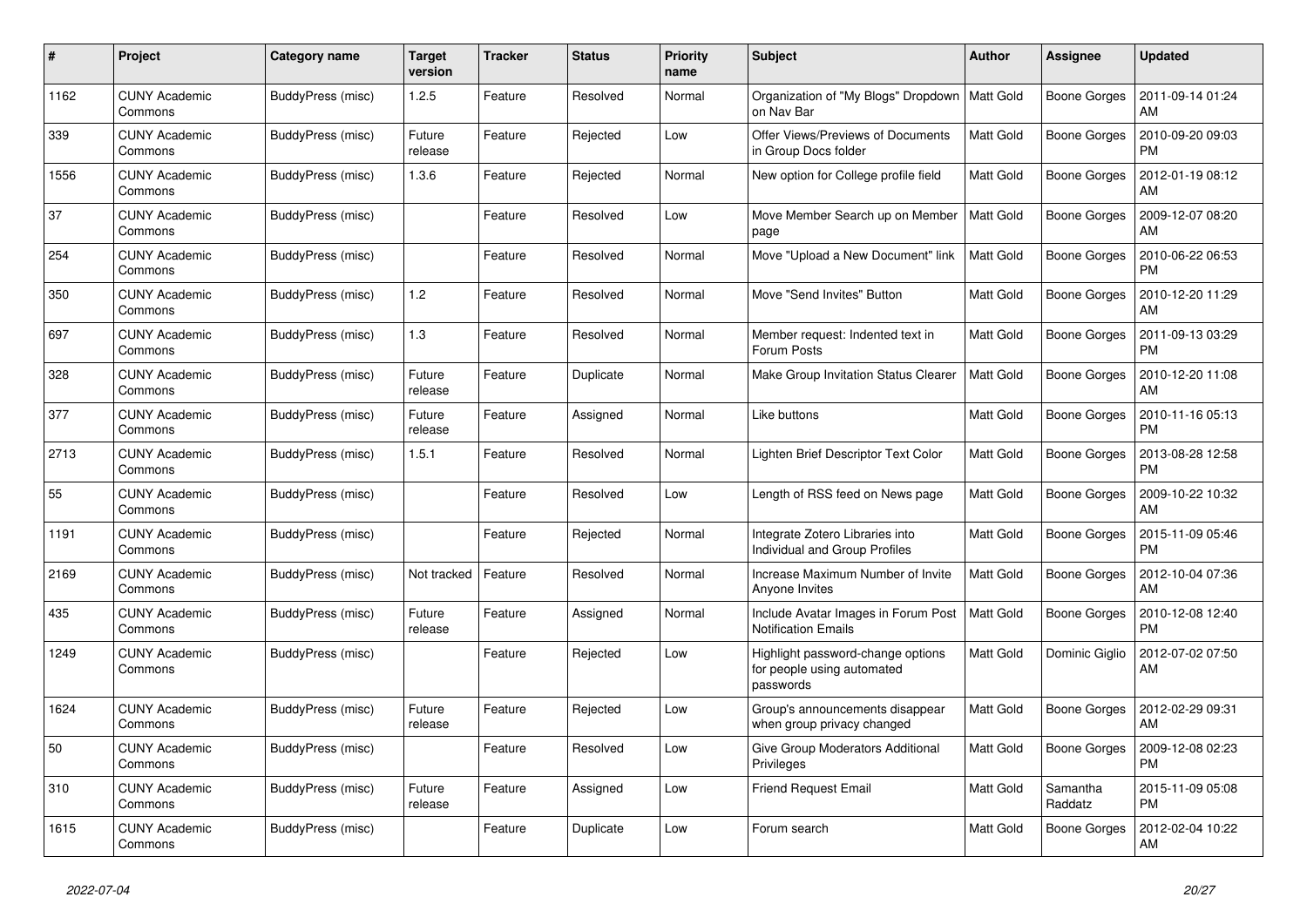| # | Project | Category name | Target version | Tracker | Status | Priority name | Subject | Author | Assignee | Updated |
|---|---|---|---|---|---|---|---|---|---|---|
| 1162 | CUNY Academic Commons | BuddyPress (misc) | 1.2.5 | Feature | Resolved | Normal | Organization of "My Blogs" Dropdown on Nav Bar | Matt Gold | Boone Gorges | 2011-09-14 01:24 AM |
| 339 | CUNY Academic Commons | BuddyPress (misc) | Future release | Feature | Rejected | Low | Offer Views/Previews of Documents in Group Docs folder | Matt Gold | Boone Gorges | 2010-09-20 09:03 PM |
| 1556 | CUNY Academic Commons | BuddyPress (misc) | 1.3.6 | Feature | Rejected | Normal | New option for College profile field | Matt Gold | Boone Gorges | 2012-01-19 08:12 AM |
| 37 | CUNY Academic Commons | BuddyPress (misc) | | Feature | Resolved | Low | Move Member Search up on Member page | Matt Gold | Boone Gorges | 2009-12-07 08:20 AM |
| 254 | CUNY Academic Commons | BuddyPress (misc) | | Feature | Resolved | Normal | Move "Upload a New Document" link | Matt Gold | Boone Gorges | 2010-06-22 06:53 PM |
| 350 | CUNY Academic Commons | BuddyPress (misc) | 1.2 | Feature | Resolved | Normal | Move "Send Invites" Button | Matt Gold | Boone Gorges | 2010-12-20 11:29 AM |
| 697 | CUNY Academic Commons | BuddyPress (misc) | 1.3 | Feature | Resolved | Normal | Member request: Indented text in Forum Posts | Matt Gold | Boone Gorges | 2011-09-13 03:29 PM |
| 328 | CUNY Academic Commons | BuddyPress (misc) | Future release | Feature | Duplicate | Normal | Make Group Invitation Status Clearer | Matt Gold | Boone Gorges | 2010-12-20 11:08 AM |
| 377 | CUNY Academic Commons | BuddyPress (misc) | Future release | Feature | Assigned | Normal | Like buttons | Matt Gold | Boone Gorges | 2010-11-16 05:13 PM |
| 2713 | CUNY Academic Commons | BuddyPress (misc) | 1.5.1 | Feature | Resolved | Normal | Lighten Brief Descriptor Text Color | Matt Gold | Boone Gorges | 2013-08-28 12:58 PM |
| 55 | CUNY Academic Commons | BuddyPress (misc) | | Feature | Resolved | Low | Length of RSS feed on News page | Matt Gold | Boone Gorges | 2009-10-22 10:32 AM |
| 1191 | CUNY Academic Commons | BuddyPress (misc) | | Feature | Rejected | Normal | Integrate Zotero Libraries into Individual and Group Profiles | Matt Gold | Boone Gorges | 2015-11-09 05:46 PM |
| 2169 | CUNY Academic Commons | BuddyPress (misc) | Not tracked | Feature | Resolved | Normal | Increase Maximum Number of Invite Anyone Invites | Matt Gold | Boone Gorges | 2012-10-04 07:36 AM |
| 435 | CUNY Academic Commons | BuddyPress (misc) | Future release | Feature | Assigned | Normal | Include Avatar Images in Forum Post Notification Emails | Matt Gold | Boone Gorges | 2010-12-08 12:40 PM |
| 1249 | CUNY Academic Commons | BuddyPress (misc) | | Feature | Rejected | Low | Highlight password-change options for people using automated passwords | Matt Gold | Dominic Giglio | 2012-07-02 07:50 AM |
| 1624 | CUNY Academic Commons | BuddyPress (misc) | Future release | Feature | Rejected | Low | Group's announcements disappear when group privacy changed | Matt Gold | Boone Gorges | 2012-02-29 09:31 AM |
| 50 | CUNY Academic Commons | BuddyPress (misc) | | Feature | Resolved | Low | Give Group Moderators Additional Privileges | Matt Gold | Boone Gorges | 2009-12-08 02:23 PM |
| 310 | CUNY Academic Commons | BuddyPress (misc) | Future release | Feature | Assigned | Low | Friend Request Email | Matt Gold | Samantha Raddatz | 2015-11-09 05:08 PM |
| 1615 | CUNY Academic Commons | BuddyPress (misc) | | Feature | Duplicate | Low | Forum search | Matt Gold | Boone Gorges | 2012-02-04 10:22 AM |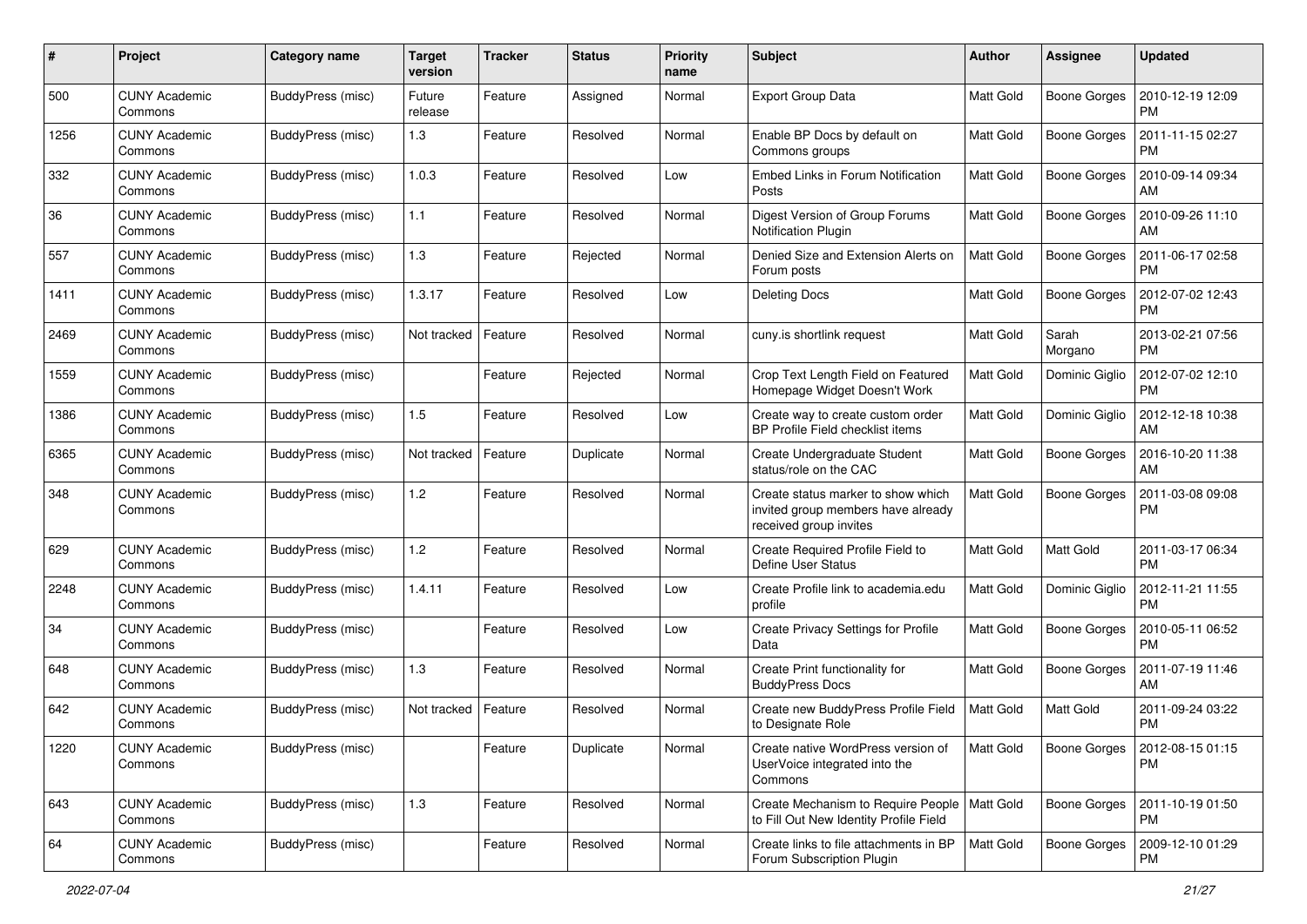| # | Project | Category name | Target version | Tracker | Status | Priority name | Subject | Author | Assignee | Updated |
|---|---|---|---|---|---|---|---|---|---|---|
| 500 | CUNY Academic Commons | BuddyPress (misc) | Future release | Feature | Assigned | Normal | Export Group Data | Matt Gold | Boone Gorges | 2010-12-19 12:09 PM |
| 1256 | CUNY Academic Commons | BuddyPress (misc) | 1.3 | Feature | Resolved | Normal | Enable BP Docs by default on Commons groups | Matt Gold | Boone Gorges | 2011-11-15 02:27 PM |
| 332 | CUNY Academic Commons | BuddyPress (misc) | 1.0.3 | Feature | Resolved | Low | Embed Links in Forum Notification Posts | Matt Gold | Boone Gorges | 2010-09-14 09:34 AM |
| 36 | CUNY Academic Commons | BuddyPress (misc) | 1.1 | Feature | Resolved | Normal | Digest Version of Group Forums Notification Plugin | Matt Gold | Boone Gorges | 2010-09-26 11:10 AM |
| 557 | CUNY Academic Commons | BuddyPress (misc) | 1.3 | Feature | Rejected | Normal | Denied Size and Extension Alerts on Forum posts | Matt Gold | Boone Gorges | 2011-06-17 02:58 PM |
| 1411 | CUNY Academic Commons | BuddyPress (misc) | 1.3.17 | Feature | Resolved | Low | Deleting Docs | Matt Gold | Boone Gorges | 2012-07-02 12:43 PM |
| 2469 | CUNY Academic Commons | BuddyPress (misc) | Not tracked | Feature | Resolved | Normal | cuny.is shortlink request | Matt Gold | Sarah Morgano | 2013-02-21 07:56 PM |
| 1559 | CUNY Academic Commons | BuddyPress (misc) | | Feature | Rejected | Normal | Crop Text Length Field on Featured Homepage Widget Doesn't Work | Matt Gold | Dominic Giglio | 2012-07-02 12:10 PM |
| 1386 | CUNY Academic Commons | BuddyPress (misc) | 1.5 | Feature | Resolved | Low | Create way to create custom order BP Profile Field checklist items | Matt Gold | Dominic Giglio | 2012-12-18 10:38 AM |
| 6365 | CUNY Academic Commons | BuddyPress (misc) | Not tracked | Feature | Duplicate | Normal | Create Undergraduate Student status/role on the CAC | Matt Gold | Boone Gorges | 2016-10-20 11:38 AM |
| 348 | CUNY Academic Commons | BuddyPress (misc) | 1.2 | Feature | Resolved | Normal | Create status marker to show which invited group members have already received group invites | Matt Gold | Boone Gorges | 2011-03-08 09:08 PM |
| 629 | CUNY Academic Commons | BuddyPress (misc) | 1.2 | Feature | Resolved | Normal | Create Required Profile Field to Define User Status | Matt Gold | Matt Gold | 2011-03-17 06:34 PM |
| 2248 | CUNY Academic Commons | BuddyPress (misc) | 1.4.11 | Feature | Resolved | Low | Create Profile link to academia.edu profile | Matt Gold | Dominic Giglio | 2012-11-21 11:55 PM |
| 34 | CUNY Academic Commons | BuddyPress (misc) | | Feature | Resolved | Low | Create Privacy Settings for Profile Data | Matt Gold | Boone Gorges | 2010-05-11 06:52 PM |
| 648 | CUNY Academic Commons | BuddyPress (misc) | 1.3 | Feature | Resolved | Normal | Create Print functionality for BuddyPress Docs | Matt Gold | Boone Gorges | 2011-07-19 11:46 AM |
| 642 | CUNY Academic Commons | BuddyPress (misc) | Not tracked | Feature | Resolved | Normal | Create new BuddyPress Profile Field to Designate Role | Matt Gold | Matt Gold | 2011-09-24 03:22 PM |
| 1220 | CUNY Academic Commons | BuddyPress (misc) | | Feature | Duplicate | Normal | Create native WordPress version of UserVoice integrated into the Commons | Matt Gold | Boone Gorges | 2012-08-15 01:15 PM |
| 643 | CUNY Academic Commons | BuddyPress (misc) | 1.3 | Feature | Resolved | Normal | Create Mechanism to Require People to Fill Out New Identity Profile Field | Matt Gold | Boone Gorges | 2011-10-19 01:50 PM |
| 64 | CUNY Academic Commons | BuddyPress (misc) | | Feature | Resolved | Normal | Create links to file attachments in BP Forum Subscription Plugin | Matt Gold | Boone Gorges | 2009-12-10 01:29 PM |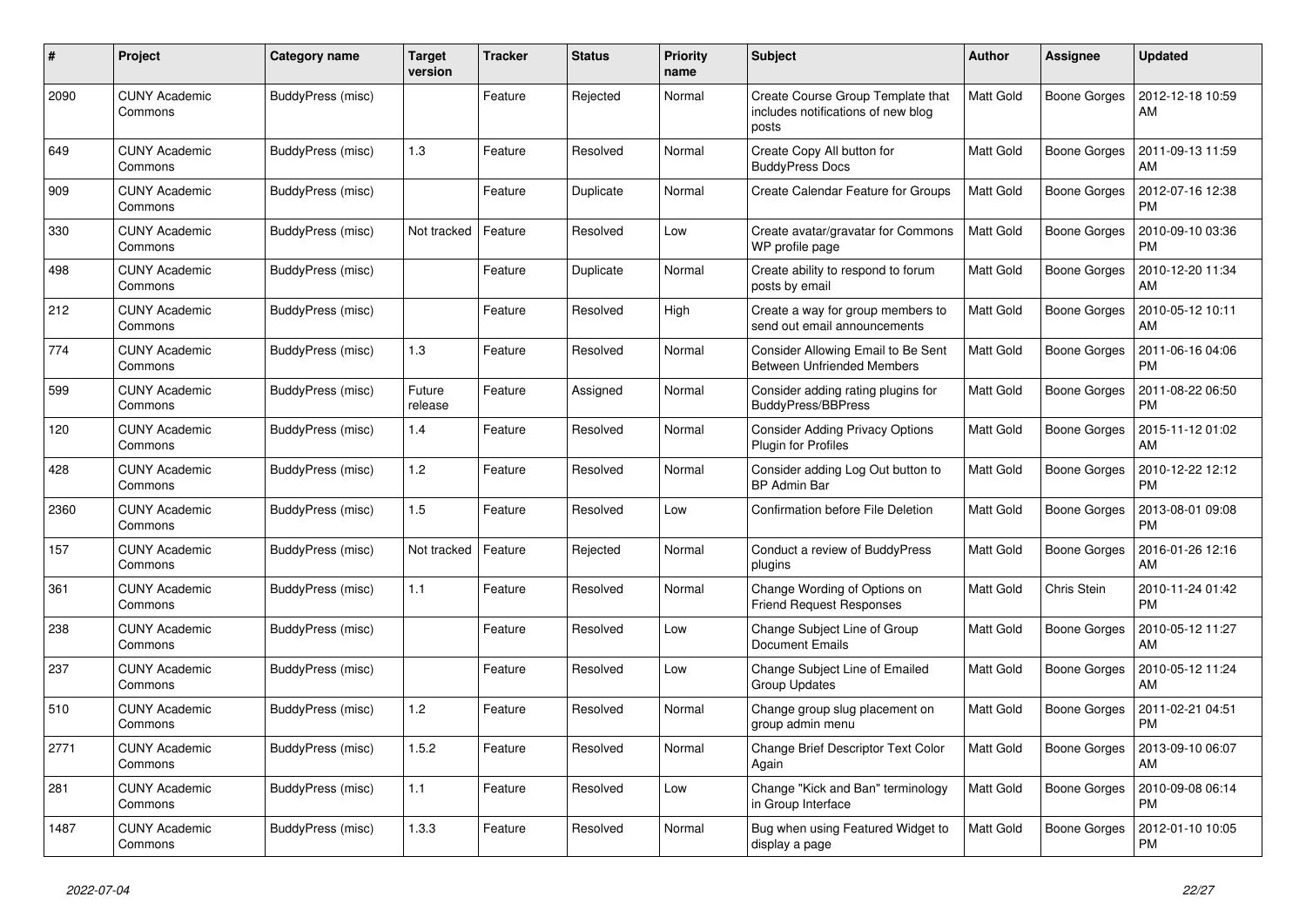| # | Project | Category name | Target version | Tracker | Status | Priority name | Subject | Author | Assignee | Updated |
|---|---|---|---|---|---|---|---|---|---|---|
| 2090 | CUNY Academic Commons | BuddyPress (misc) | | Feature | Rejected | Normal | Create Course Group Template that includes notifications of new blog posts | Matt Gold | Boone Gorges | 2012-12-18 10:59 AM |
| 649 | CUNY Academic Commons | BuddyPress (misc) | 1.3 | Feature | Resolved | Normal | Create Copy All button for BuddyPress Docs | Matt Gold | Boone Gorges | 2011-09-13 11:59 AM |
| 909 | CUNY Academic Commons | BuddyPress (misc) | | Feature | Duplicate | Normal | Create Calendar Feature for Groups | Matt Gold | Boone Gorges | 2012-07-16 12:38 PM |
| 330 | CUNY Academic Commons | BuddyPress (misc) | Not tracked | Feature | Resolved | Low | Create avatar/gravatar for Commons WP profile page | Matt Gold | Boone Gorges | 2010-09-10 03:36 PM |
| 498 | CUNY Academic Commons | BuddyPress (misc) | | Feature | Duplicate | Normal | Create ability to respond to forum posts by email | Matt Gold | Boone Gorges | 2010-12-20 11:34 AM |
| 212 | CUNY Academic Commons | BuddyPress (misc) | | Feature | Resolved | High | Create a way for group members to send out email announcements | Matt Gold | Boone Gorges | 2010-05-12 10:11 AM |
| 774 | CUNY Academic Commons | BuddyPress (misc) | 1.3 | Feature | Resolved | Normal | Consider Allowing Email to Be Sent Between Unfriended Members | Matt Gold | Boone Gorges | 2011-06-16 04:06 PM |
| 599 | CUNY Academic Commons | BuddyPress (misc) | Future release | Feature | Assigned | Normal | Consider adding rating plugins for BuddyPress/BBPress | Matt Gold | Boone Gorges | 2011-08-22 06:50 PM |
| 120 | CUNY Academic Commons | BuddyPress (misc) | 1.4 | Feature | Resolved | Normal | Consider Adding Privacy Options Plugin for Profiles | Matt Gold | Boone Gorges | 2015-11-12 01:02 AM |
| 428 | CUNY Academic Commons | BuddyPress (misc) | 1.2 | Feature | Resolved | Normal | Consider adding Log Out button to BP Admin Bar | Matt Gold | Boone Gorges | 2010-12-22 12:12 PM |
| 2360 | CUNY Academic Commons | BuddyPress (misc) | 1.5 | Feature | Resolved | Low | Confirmation before File Deletion | Matt Gold | Boone Gorges | 2013-08-01 09:08 PM |
| 157 | CUNY Academic Commons | BuddyPress (misc) | Not tracked | Feature | Rejected | Normal | Conduct a review of BuddyPress plugins | Matt Gold | Boone Gorges | 2016-01-26 12:16 AM |
| 361 | CUNY Academic Commons | BuddyPress (misc) | 1.1 | Feature | Resolved | Normal | Change Wording of Options on Friend Request Responses | Matt Gold | Chris Stein | 2010-11-24 01:42 PM |
| 238 | CUNY Academic Commons | BuddyPress (misc) | | Feature | Resolved | Low | Change Subject Line of Group Document Emails | Matt Gold | Boone Gorges | 2010-05-12 11:27 AM |
| 237 | CUNY Academic Commons | BuddyPress (misc) | | Feature | Resolved | Low | Change Subject Line of Emailed Group Updates | Matt Gold | Boone Gorges | 2010-05-12 11:24 AM |
| 510 | CUNY Academic Commons | BuddyPress (misc) | 1.2 | Feature | Resolved | Normal | Change group slug placement on group admin menu | Matt Gold | Boone Gorges | 2011-02-21 04:51 PM |
| 2771 | CUNY Academic Commons | BuddyPress (misc) | 1.5.2 | Feature | Resolved | Normal | Change Brief Descriptor Text Color Again | Matt Gold | Boone Gorges | 2013-09-10 06:07 AM |
| 281 | CUNY Academic Commons | BuddyPress (misc) | 1.1 | Feature | Resolved | Low | Change "Kick and Ban" terminology in Group Interface | Matt Gold | Boone Gorges | 2010-09-08 06:14 PM |
| 1487 | CUNY Academic Commons | BuddyPress (misc) | 1.3.3 | Feature | Resolved | Normal | Bug when using Featured Widget to display a page | Matt Gold | Boone Gorges | 2012-01-10 10:05 PM |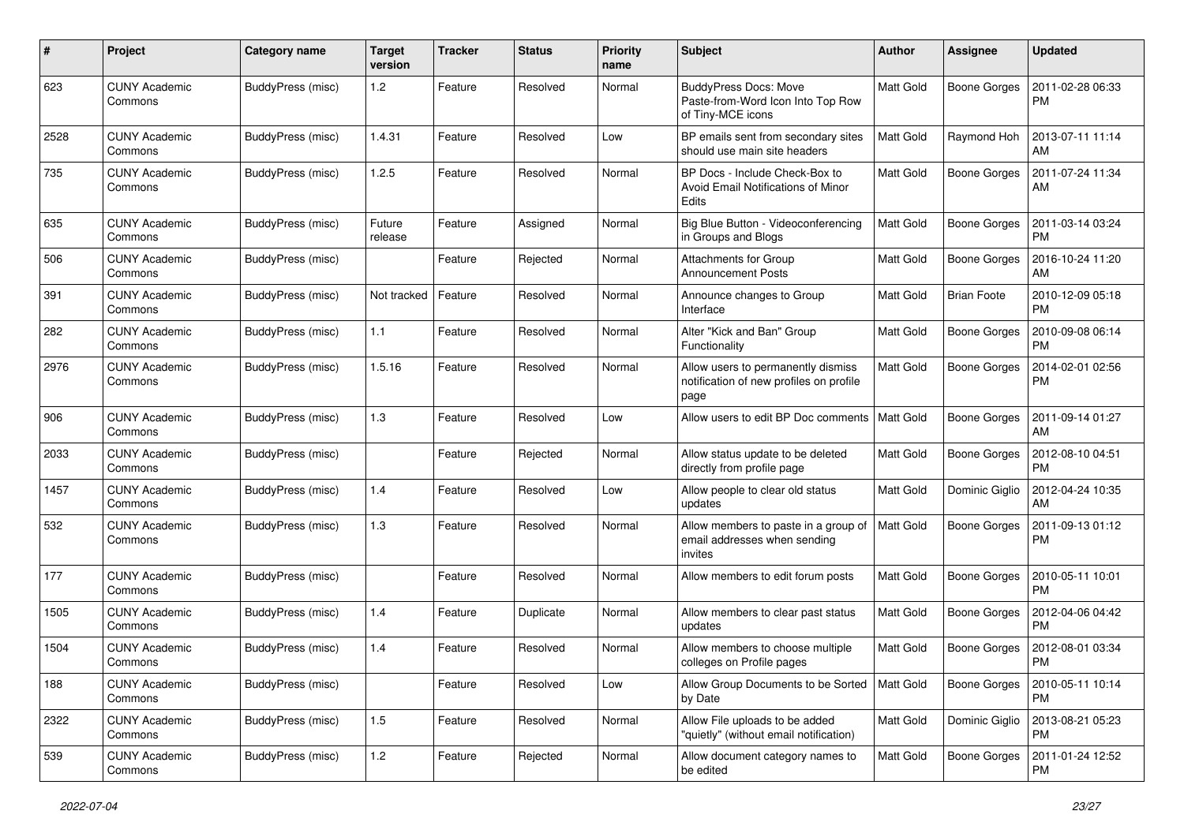| # | Project | Category name | Target version | Tracker | Status | Priority name | Subject | Author | Assignee | Updated |
|---|---|---|---|---|---|---|---|---|---|---|
| 623 | CUNY Academic Commons | BuddyPress (misc) | 1.2 | Feature | Resolved | Normal | BuddyPress Docs: Move Paste-from-Word Icon Into Top Row of Tiny-MCE icons | Matt Gold | Boone Gorges | 2011-02-28 06:33 PM |
| 2528 | CUNY Academic Commons | BuddyPress (misc) | 1.4.31 | Feature | Resolved | Low | BP emails sent from secondary sites should use main site headers | Matt Gold | Raymond Hoh | 2013-07-11 11:14 AM |
| 735 | CUNY Academic Commons | BuddyPress (misc) | 1.2.5 | Feature | Resolved | Normal | BP Docs - Include Check-Box to Avoid Email Notifications of Minor Edits | Matt Gold | Boone Gorges | 2011-07-24 11:34 AM |
| 635 | CUNY Academic Commons | BuddyPress (misc) | Future release | Feature | Assigned | Normal | Big Blue Button - Videoconferencing in Groups and Blogs | Matt Gold | Boone Gorges | 2011-03-14 03:24 PM |
| 506 | CUNY Academic Commons | BuddyPress (misc) | | Feature | Rejected | Normal | Attachments for Group Announcement Posts | Matt Gold | Boone Gorges | 2016-10-24 11:20 AM |
| 391 | CUNY Academic Commons | BuddyPress (misc) | Not tracked | Feature | Resolved | Normal | Announce changes to Group Interface | Matt Gold | Brian Foote | 2010-12-09 05:18 PM |
| 282 | CUNY Academic Commons | BuddyPress (misc) | 1.1 | Feature | Resolved | Normal | Alter "Kick and Ban" Group Functionality | Matt Gold | Boone Gorges | 2010-09-08 06:14 PM |
| 2976 | CUNY Academic Commons | BuddyPress (misc) | 1.5.16 | Feature | Resolved | Normal | Allow users to permanently dismiss notification of new profiles on profile page | Matt Gold | Boone Gorges | 2014-02-01 02:56 PM |
| 906 | CUNY Academic Commons | BuddyPress (misc) | 1.3 | Feature | Resolved | Low | Allow users to edit BP Doc comments | Matt Gold | Boone Gorges | 2011-09-14 01:27 AM |
| 2033 | CUNY Academic Commons | BuddyPress (misc) | | Feature | Rejected | Normal | Allow status update to be deleted directly from profile page | Matt Gold | Boone Gorges | 2012-08-10 04:51 PM |
| 1457 | CUNY Academic Commons | BuddyPress (misc) | 1.4 | Feature | Resolved | Low | Allow people to clear old status updates | Matt Gold | Dominic Giglio | 2012-04-24 10:35 AM |
| 532 | CUNY Academic Commons | BuddyPress (misc) | 1.3 | Feature | Resolved | Normal | Allow members to paste in a group of email addresses when sending invites | Matt Gold | Boone Gorges | 2011-09-13 01:12 PM |
| 177 | CUNY Academic Commons | BuddyPress (misc) | | Feature | Resolved | Normal | Allow members to edit forum posts | Matt Gold | Boone Gorges | 2010-05-11 10:01 PM |
| 1505 | CUNY Academic Commons | BuddyPress (misc) | 1.4 | Feature | Duplicate | Normal | Allow members to clear past status updates | Matt Gold | Boone Gorges | 2012-04-06 04:42 PM |
| 1504 | CUNY Academic Commons | BuddyPress (misc) | 1.4 | Feature | Resolved | Normal | Allow members to choose multiple colleges on Profile pages | Matt Gold | Boone Gorges | 2012-08-01 03:34 PM |
| 188 | CUNY Academic Commons | BuddyPress (misc) | | Feature | Resolved | Low | Allow Group Documents to be Sorted by Date | Matt Gold | Boone Gorges | 2010-05-11 10:14 PM |
| 2322 | CUNY Academic Commons | BuddyPress (misc) | 1.5 | Feature | Resolved | Normal | Allow File uploads to be added "quietly" (without email notification) | Matt Gold | Dominic Giglio | 2013-08-21 05:23 PM |
| 539 | CUNY Academic Commons | BuddyPress (misc) | 1.2 | Feature | Rejected | Normal | Allow document category names to be edited | Matt Gold | Boone Gorges | 2011-01-24 12:52 PM |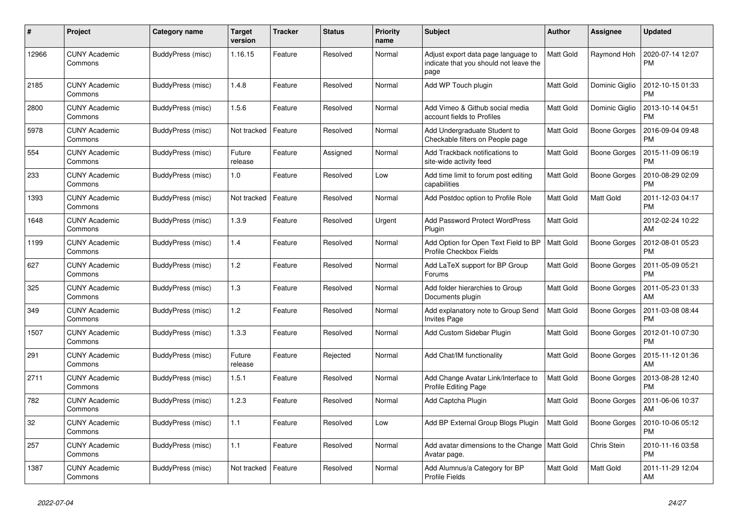| # | Project | Category name | Target version | Tracker | Status | Priority name | Subject | Author | Assignee | Updated |
|---|---|---|---|---|---|---|---|---|---|---|
| 12966 | CUNY Academic Commons | BuddyPress (misc) | 1.16.15 | Feature | Resolved | Normal | Adjust export data page language to indicate that you should not leave the page | Matt Gold | Raymond Hoh | 2020-07-14 12:07 PM |
| 2185 | CUNY Academic Commons | BuddyPress (misc) | 1.4.8 | Feature | Resolved | Normal | Add WP Touch plugin | Matt Gold | Dominic Giglio | 2012-10-15 01:33 PM |
| 2800 | CUNY Academic Commons | BuddyPress (misc) | 1.5.6 | Feature | Resolved | Normal | Add Vimeo & Github social media account fields to Profiles | Matt Gold | Dominic Giglio | 2013-10-14 04:51 PM |
| 5978 | CUNY Academic Commons | BuddyPress (misc) | Not tracked | Feature | Resolved | Normal | Add Undergraduate Student to Checkable filters on People page | Matt Gold | Boone Gorges | 2016-09-04 09:48 PM |
| 554 | CUNY Academic Commons | BuddyPress (misc) | Future release | Feature | Assigned | Normal | Add Trackback notifications to site-wide activity feed | Matt Gold | Boone Gorges | 2015-11-09 06:19 PM |
| 233 | CUNY Academic Commons | BuddyPress (misc) | 1.0 | Feature | Resolved | Low | Add time limit to forum post editing capabilities | Matt Gold | Boone Gorges | 2010-08-29 02:09 PM |
| 1393 | CUNY Academic Commons | BuddyPress (misc) | Not tracked | Feature | Resolved | Normal | Add Postdoc option to Profile Role | Matt Gold | Matt Gold | 2011-12-03 04:17 PM |
| 1648 | CUNY Academic Commons | BuddyPress (misc) | 1.3.9 | Feature | Resolved | Urgent | Add Password Protect WordPress Plugin | Matt Gold | | 2012-02-24 10:22 AM |
| 1199 | CUNY Academic Commons | BuddyPress (misc) | 1.4 | Feature | Resolved | Normal | Add Option for Open Text Field to BP Profile Checkbox Fields | Matt Gold | Boone Gorges | 2012-08-01 05:23 PM |
| 627 | CUNY Academic Commons | BuddyPress (misc) | 1.2 | Feature | Resolved | Normal | Add LaTeX support for BP Group Forums | Matt Gold | Boone Gorges | 2011-05-09 05:21 PM |
| 325 | CUNY Academic Commons | BuddyPress (misc) | 1.3 | Feature | Resolved | Normal | Add folder hierarchies to Group Documents plugin | Matt Gold | Boone Gorges | 2011-05-23 01:33 AM |
| 349 | CUNY Academic Commons | BuddyPress (misc) | 1.2 | Feature | Resolved | Normal | Add explanatory note to Group Send Invites Page | Matt Gold | Boone Gorges | 2011-03-08 08:44 PM |
| 1507 | CUNY Academic Commons | BuddyPress (misc) | 1.3.3 | Feature | Resolved | Normal | Add Custom Sidebar Plugin | Matt Gold | Boone Gorges | 2012-01-10 07:30 PM |
| 291 | CUNY Academic Commons | BuddyPress (misc) | Future release | Feature | Rejected | Normal | Add Chat/IM functionality | Matt Gold | Boone Gorges | 2015-11-12 01:36 AM |
| 2711 | CUNY Academic Commons | BuddyPress (misc) | 1.5.1 | Feature | Resolved | Normal | Add Change Avatar Link/Interface to Profile Editing Page | Matt Gold | Boone Gorges | 2013-08-28 12:40 PM |
| 782 | CUNY Academic Commons | BuddyPress (misc) | 1.2.3 | Feature | Resolved | Normal | Add Captcha Plugin | Matt Gold | Boone Gorges | 2011-06-06 10:37 AM |
| 32 | CUNY Academic Commons | BuddyPress (misc) | 1.1 | Feature | Resolved | Low | Add BP External Group Blogs Plugin | Matt Gold | Boone Gorges | 2010-10-06 05:12 PM |
| 257 | CUNY Academic Commons | BuddyPress (misc) | 1.1 | Feature | Resolved | Normal | Add avatar dimensions to the Change Avatar page. | Matt Gold | Chris Stein | 2010-11-16 03:58 PM |
| 1387 | CUNY Academic Commons | BuddyPress (misc) | Not tracked | Feature | Resolved | Normal | Add Alumnus/a Category for BP Profile Fields | Matt Gold | Matt Gold | 2011-11-29 12:04 AM |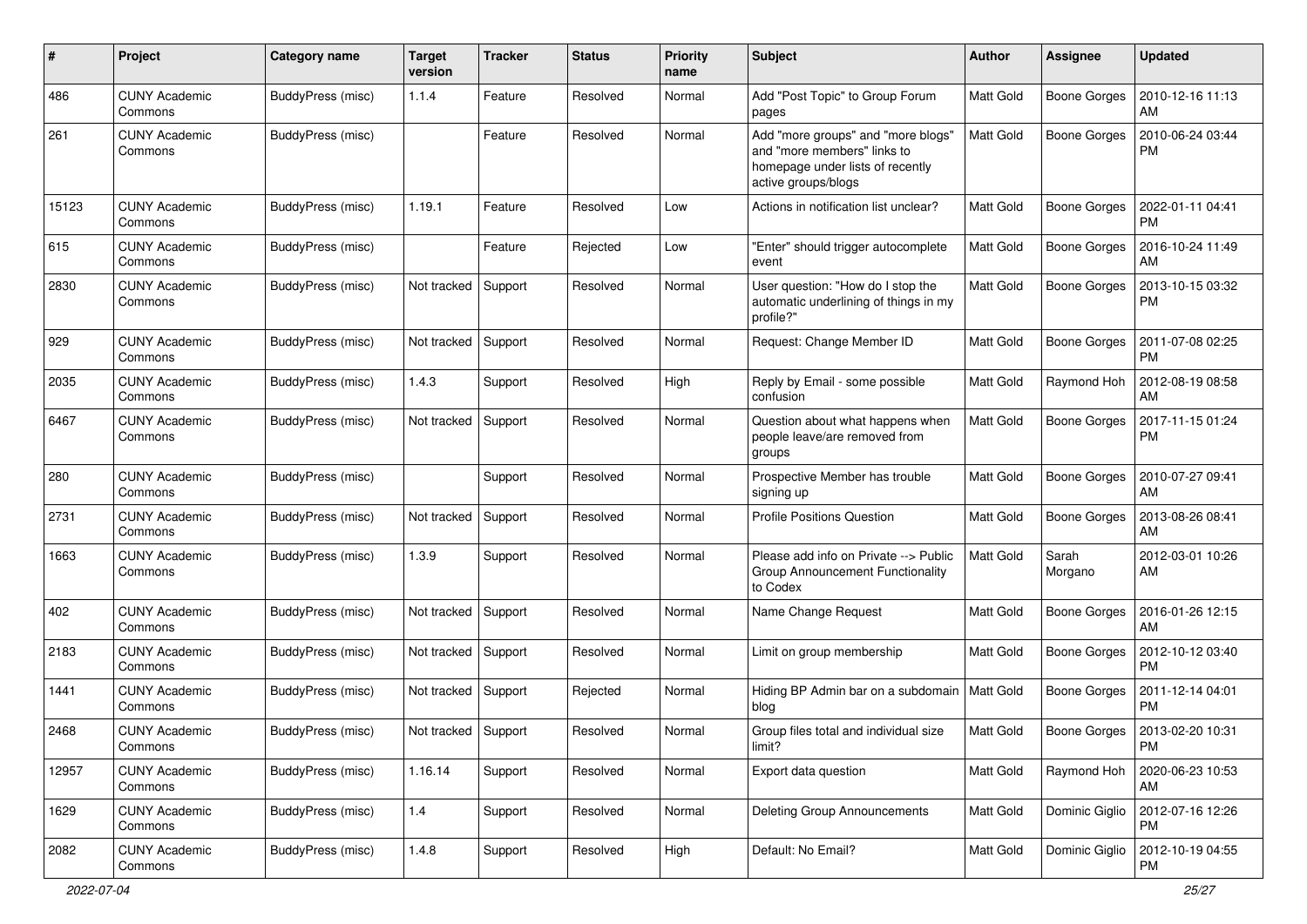| # | Project | Category name | Target version | Tracker | Status | Priority name | Subject | Author | Assignee | Updated |
|---|---|---|---|---|---|---|---|---|---|---|
| 486 | CUNY Academic Commons | BuddyPress (misc) | 1.1.4 | Feature | Resolved | Normal | Add "Post Topic" to Group Forum pages | Matt Gold | Boone Gorges | 2010-12-16 11:13 AM |
| 261 | CUNY Academic Commons | BuddyPress (misc) | | Feature | Resolved | Normal | Add "more groups" and "more blogs" and "more members" links to homepage under lists of recently active groups/blogs | Matt Gold | Boone Gorges | 2010-06-24 03:44 PM |
| 15123 | CUNY Academic Commons | BuddyPress (misc) | 1.19.1 | Feature | Resolved | Low | Actions in notification list unclear? | Matt Gold | Boone Gorges | 2022-01-11 04:41 PM |
| 615 | CUNY Academic Commons | BuddyPress (misc) | | Feature | Rejected | Low | "Enter" should trigger autocomplete event | Matt Gold | Boone Gorges | 2016-10-24 11:49 AM |
| 2830 | CUNY Academic Commons | BuddyPress (misc) | Not tracked | Support | Resolved | Normal | User question: "How do I stop the automatic underlining of things in my profile?" | Matt Gold | Boone Gorges | 2013-10-15 03:32 PM |
| 929 | CUNY Academic Commons | BuddyPress (misc) | Not tracked | Support | Resolved | Normal | Request: Change Member ID | Matt Gold | Boone Gorges | 2011-07-08 02:25 PM |
| 2035 | CUNY Academic Commons | BuddyPress (misc) | 1.4.3 | Support | Resolved | High | Reply by Email - some possible confusion | Matt Gold | Raymond Hoh | 2012-08-19 08:58 AM |
| 6467 | CUNY Academic Commons | BuddyPress (misc) | Not tracked | Support | Resolved | Normal | Question about what happens when people leave/are removed from groups | Matt Gold | Boone Gorges | 2017-11-15 01:24 PM |
| 280 | CUNY Academic Commons | BuddyPress (misc) | | Support | Resolved | Normal | Prospective Member has trouble signing up | Matt Gold | Boone Gorges | 2010-07-27 09:41 AM |
| 2731 | CUNY Academic Commons | BuddyPress (misc) | Not tracked | Support | Resolved | Normal | Profile Positions Question | Matt Gold | Boone Gorges | 2013-08-26 08:41 AM |
| 1663 | CUNY Academic Commons | BuddyPress (misc) | 1.3.9 | Support | Resolved | Normal | Please add info on Private --> Public Group Announcement Functionality to Codex | Matt Gold | Sarah Morgano | 2012-03-01 10:26 AM |
| 402 | CUNY Academic Commons | BuddyPress (misc) | Not tracked | Support | Resolved | Normal | Name Change Request | Matt Gold | Boone Gorges | 2016-01-26 12:15 AM |
| 2183 | CUNY Academic Commons | BuddyPress (misc) | Not tracked | Support | Resolved | Normal | Limit on group membership | Matt Gold | Boone Gorges | 2012-10-12 03:40 PM |
| 1441 | CUNY Academic Commons | BuddyPress (misc) | Not tracked | Support | Rejected | Normal | Hiding BP Admin bar on a subdomain blog | Matt Gold | Boone Gorges | 2011-12-14 04:01 PM |
| 2468 | CUNY Academic Commons | BuddyPress (misc) | Not tracked | Support | Resolved | Normal | Group files total and individual size limit? | Matt Gold | Boone Gorges | 2013-02-20 10:31 PM |
| 12957 | CUNY Academic Commons | BuddyPress (misc) | 1.16.14 | Support | Resolved | Normal | Export data question | Matt Gold | Raymond Hoh | 2020-06-23 10:53 AM |
| 1629 | CUNY Academic Commons | BuddyPress (misc) | 1.4 | Support | Resolved | Normal | Deleting Group Announcements | Matt Gold | Dominic Giglio | 2012-07-16 12:26 PM |
| 2082 | CUNY Academic Commons | BuddyPress (misc) | 1.4.8 | Support | Resolved | High | Default: No Email? | Matt Gold | Dominic Giglio | 2012-10-19 04:55 PM |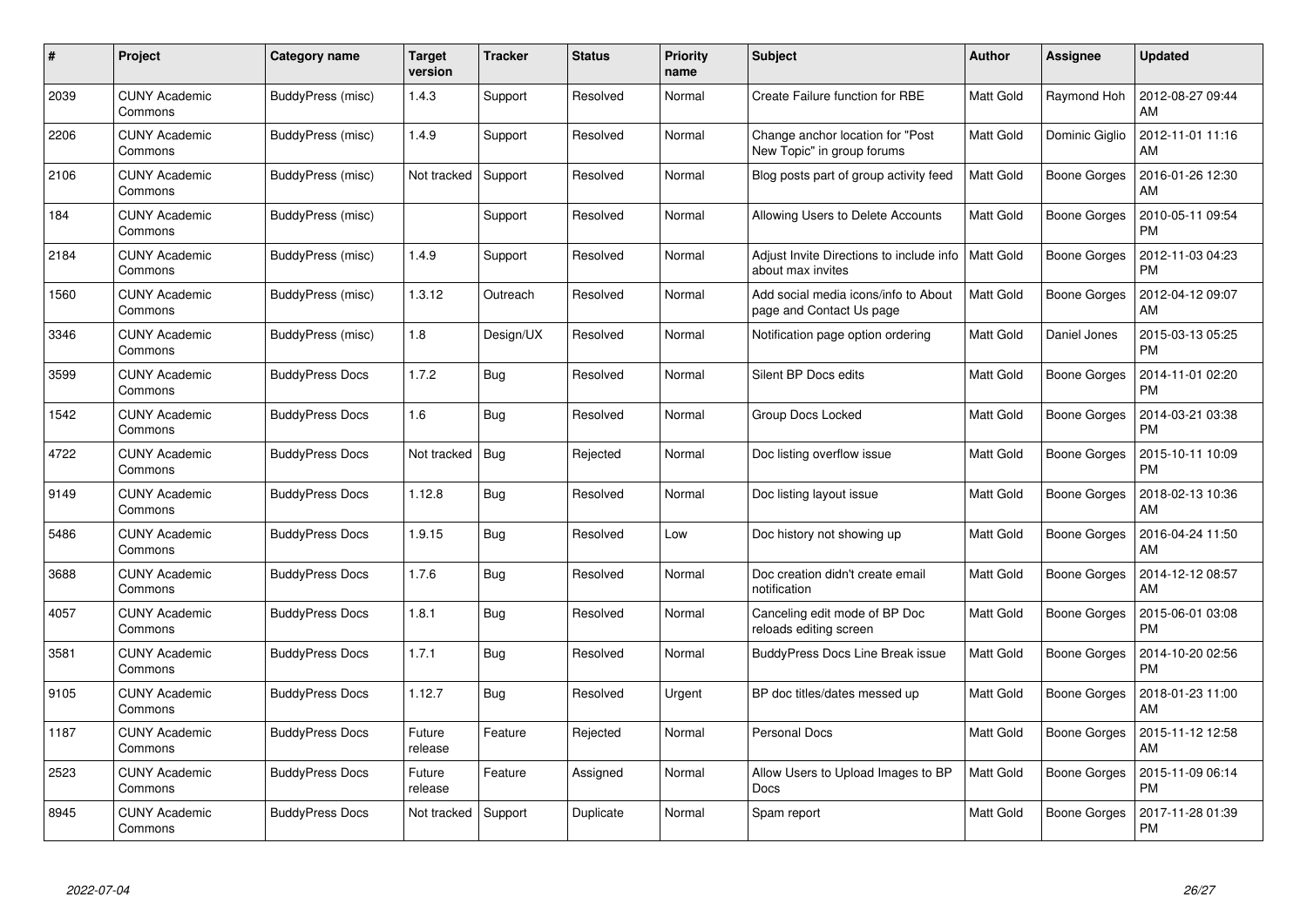| # | Project | Category name | Target version | Tracker | Status | Priority name | Subject | Author | Assignee | Updated |
|---|---|---|---|---|---|---|---|---|---|---|
| 2039 | CUNY Academic Commons | BuddyPress (misc) | 1.4.3 | Support | Resolved | Normal | Create Failure function for RBE | Matt Gold | Raymond Hoh | 2012-08-27 09:44 AM |
| 2206 | CUNY Academic Commons | BuddyPress (misc) | 1.4.9 | Support | Resolved | Normal | Change anchor location for "Post New Topic" in group forums | Matt Gold | Dominic Giglio | 2012-11-01 11:16 AM |
| 2106 | CUNY Academic Commons | BuddyPress (misc) | Not tracked | Support | Resolved | Normal | Blog posts part of group activity feed | Matt Gold | Boone Gorges | 2016-01-26 12:30 AM |
| 184 | CUNY Academic Commons | BuddyPress (misc) | | Support | Resolved | Normal | Allowing Users to Delete Accounts | Matt Gold | Boone Gorges | 2010-05-11 09:54 PM |
| 2184 | CUNY Academic Commons | BuddyPress (misc) | 1.4.9 | Support | Resolved | Normal | Adjust Invite Directions to include info about max invites | Matt Gold | Boone Gorges | 2012-11-03 04:23 PM |
| 1560 | CUNY Academic Commons | BuddyPress (misc) | 1.3.12 | Outreach | Resolved | Normal | Add social media icons/info to About page and Contact Us page | Matt Gold | Boone Gorges | 2012-04-12 09:07 AM |
| 3346 | CUNY Academic Commons | BuddyPress (misc) | 1.8 | Design/UX | Resolved | Normal | Notification page option ordering | Matt Gold | Daniel Jones | 2015-03-13 05:25 PM |
| 3599 | CUNY Academic Commons | BuddyPress Docs | 1.7.2 | Bug | Resolved | Normal | Silent BP Docs edits | Matt Gold | Boone Gorges | 2014-11-01 02:20 PM |
| 1542 | CUNY Academic Commons | BuddyPress Docs | 1.6 | Bug | Resolved | Normal | Group Docs Locked | Matt Gold | Boone Gorges | 2014-03-21 03:38 PM |
| 4722 | CUNY Academic Commons | BuddyPress Docs | Not tracked | Bug | Rejected | Normal | Doc listing overflow issue | Matt Gold | Boone Gorges | 2015-10-11 10:09 PM |
| 9149 | CUNY Academic Commons | BuddyPress Docs | 1.12.8 | Bug | Resolved | Normal | Doc listing layout issue | Matt Gold | Boone Gorges | 2018-02-13 10:36 AM |
| 5486 | CUNY Academic Commons | BuddyPress Docs | 1.9.15 | Bug | Resolved | Low | Doc history not showing up | Matt Gold | Boone Gorges | 2016-04-24 11:50 AM |
| 3688 | CUNY Academic Commons | BuddyPress Docs | 1.7.6 | Bug | Resolved | Normal | Doc creation didn't create email notification | Matt Gold | Boone Gorges | 2014-12-12 08:57 AM |
| 4057 | CUNY Academic Commons | BuddyPress Docs | 1.8.1 | Bug | Resolved | Normal | Canceling edit mode of BP Doc reloads editing screen | Matt Gold | Boone Gorges | 2015-06-01 03:08 PM |
| 3581 | CUNY Academic Commons | BuddyPress Docs | 1.7.1 | Bug | Resolved | Normal | BuddyPress Docs Line Break issue | Matt Gold | Boone Gorges | 2014-10-20 02:56 PM |
| 9105 | CUNY Academic Commons | BuddyPress Docs | 1.12.7 | Bug | Resolved | Urgent | BP doc titles/dates messed up | Matt Gold | Boone Gorges | 2018-01-23 11:00 AM |
| 1187 | CUNY Academic Commons | BuddyPress Docs | Future release | Feature | Rejected | Normal | Personal Docs | Matt Gold | Boone Gorges | 2015-11-12 12:58 AM |
| 2523 | CUNY Academic Commons | BuddyPress Docs | Future release | Feature | Assigned | Normal | Allow Users to Upload Images to BP Docs | Matt Gold | Boone Gorges | 2015-11-09 06:14 PM |
| 8945 | CUNY Academic Commons | BuddyPress Docs | Not tracked | Support | Duplicate | Normal | Spam report | Matt Gold | Boone Gorges | 2017-11-28 01:39 PM |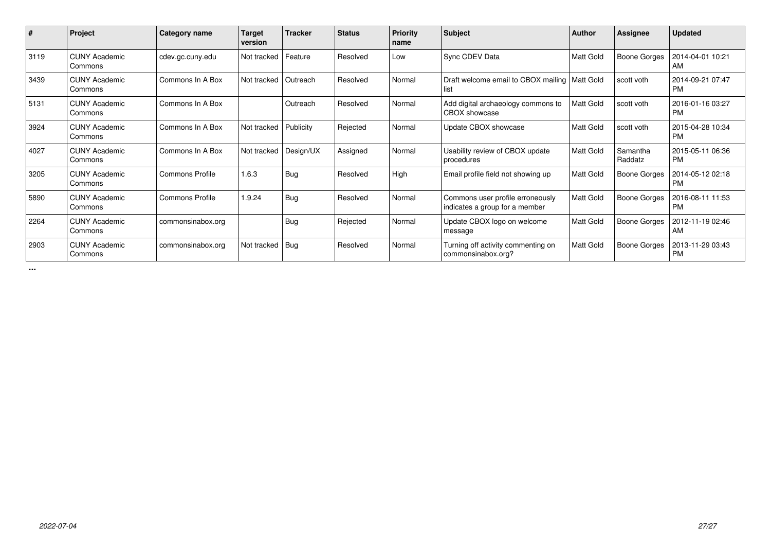| # | Project | Category name | Target version | Tracker | Status | Priority name | Subject | Author | Assignee | Updated |
|---|---|---|---|---|---|---|---|---|---|---|
| 3119 | CUNY Academic Commons | cdev.gc.cuny.edu | Not tracked | Feature | Resolved | Low | Sync CDEV Data | Matt Gold | Boone Gorges | 2014-04-01 10:21 AM |
| 3439 | CUNY Academic Commons | Commons In A Box | Not tracked | Outreach | Resolved | Normal | Draft welcome email to CBOX mailing list | Matt Gold | scott voth | 2014-09-21 07:47 PM |
| 5131 | CUNY Academic Commons | Commons In A Box | | Outreach | Resolved | Normal | Add digital archaeology commons to CBOX showcase | Matt Gold | scott voth | 2016-01-16 03:27 PM |
| 3924 | CUNY Academic Commons | Commons In A Box | Not tracked | Publicity | Rejected | Normal | Update CBOX showcase | Matt Gold | scott voth | 2015-04-28 10:34 PM |
| 4027 | CUNY Academic Commons | Commons In A Box | Not tracked | Design/UX | Assigned | Normal | Usability review of CBOX update procedures | Matt Gold | Samantha Raddatz | 2015-05-11 06:36 PM |
| 3205 | CUNY Academic Commons | Commons Profile | 1.6.3 | Bug | Resolved | High | Email profile field not showing up | Matt Gold | Boone Gorges | 2014-05-12 02:18 PM |
| 5890 | CUNY Academic Commons | Commons Profile | 1.9.24 | Bug | Resolved | Normal | Commons user profile erroneously indicates a group for a member | Matt Gold | Boone Gorges | 2016-08-11 11:53 PM |
| 2264 | CUNY Academic Commons | commonsinabox.org | | Bug | Rejected | Normal | Update CBOX logo on welcome message | Matt Gold | Boone Gorges | 2012-11-19 02:46 AM |
| 2903 | CUNY Academic Commons | commonsinabox.org | Not tracked | Bug | Resolved | Normal | Turning off activity commenting on commonsinabox.org? | Matt Gold | Boone Gorges | 2013-11-29 03:43 PM |

...